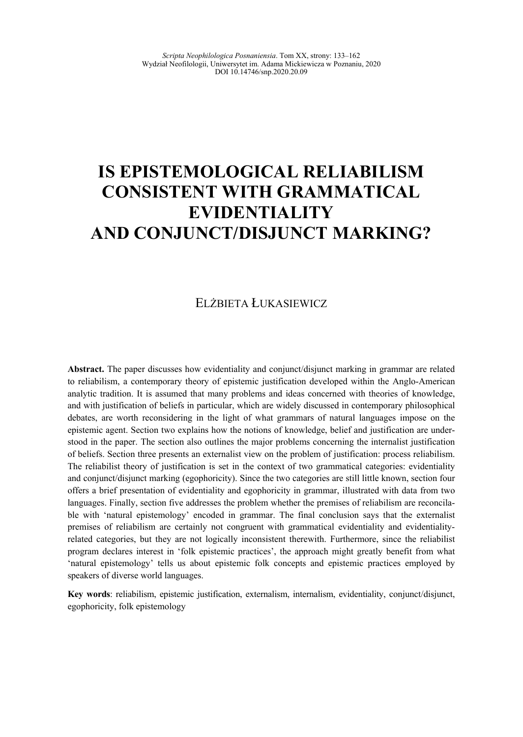# IS EPISTEMOLOGICAL RELIABILISM CONSISTENT WITH GRAMMATICAL EVIDENTIALITY AND CONJUNCT/DISJUNCT MARKING?

ELŻBIETA ŁUKASIEWICZ

**Abstract.** The paper discusses how evidentiality and conjunct/disjunct marking in grammar are related to reliabilism, a contemporary theory of epistemic justification developed within the Anglo-American analytic tradition. It is assumed that many problems and ideas concerned with theories of knowledge, and with justification of beliefs in particular, which are widely discussed in contemporary philosophical debates, are worth reconsidering in the light of what grammars of natural languages impose on the epistemic agent. Section two explains how the notions of knowledge, belief and justification are understood in the paper. The section also outlines the major problems concerning the internalist justification of beliefs. Section three presents an externalist view on the problem of justification: process reliabilism. The reliabilist theory of justification is set in the context of two grammatical categories: evidentiality and conjunct/disjunct marking (egophoricity). Since the two categories are still little known, section four offers a brief presentation of evidentiality and egophoricity in grammar, illustrated with data from two languages. Finally, section five addresses the problem whether the premises of reliabilism are reconcilable with 'natural epistemology' encoded in grammar. The final conclusion says that the externalist premises of reliabilism are certainly not congruent with grammatical evidentiality and evidentiality-related categories, but they are not logically inconsistent therewith. Furthermore, since the reliabilist program declares interest in 'folk epistemic practices', the approach might greatly benefit from what 'natural epistemology' tells us about epistemic folk concepts and epistemic practices employed by speakers of diverse world languages.

**Key words**: reliabilism, epistemic justification, externalism, internalism, evidentiality, conjunct/disjunct, egophoricity, folk epistemology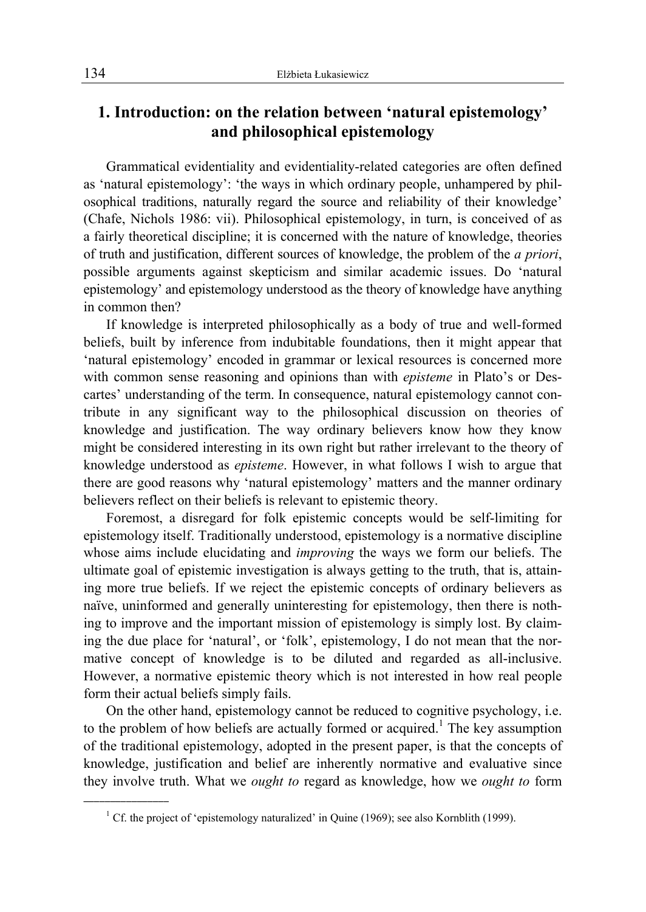## 1. Introduction: on the relation between 'natural epistemology' and philosophical epistemology

Grammatical evidentiality and evidentiality-related categories are often defined as 'natural epistemology': 'the ways in which ordinary people, unhampered by philosophical traditions, naturally regard the source and reliability of their knowledge' (Chafe, Nichols 1986: vii). Philosophical epistemology, in turn, is conceived of as a fairly theoretical discipline; it is concerned with the nature of knowledge, theories of truth and justification, different sources of knowledge, the problem of the *a priori*, possible arguments against skepticism and similar academic issues. Do 'natural epistemology' and epistemology understood as the theory of knowledge have anything in common then?

If knowledge is interpreted philosophically as a body of true and well-formed beliefs, built by inference from indubitable foundations, then it might appear that 'natural epistemology' encoded in grammar or lexical resources is concerned more with common sense reasoning and opinions than with *episteme* in Plato's or Descartes' understanding of the term. In consequence, natural epistemology cannot contribute in any significant way to the philosophical discussion on theories of knowledge and justification. The way ordinary believers know how they know might be considered interesting in its own right but rather irrelevant to the theory of knowledge understood as *episteme*. However, in what follows I wish to argue that there are good reasons why 'natural epistemology' matters and the manner ordinary believers reflect on their beliefs is relevant to epistemic theory.

Foremost, a disregard for folk epistemic concepts would be self-limiting for epistemology itself. Traditionally understood, epistemology is a normative discipline whose aims include elucidating and *improving* the ways we form our beliefs. The ultimate goal of epistemic investigation is always getting to the truth, that is, attaining more true beliefs. If we reject the epistemic concepts of ordinary believers as naïve, uninformed and generally uninteresting for epistemology, then there is nothing to improve and the important mission of epistemology is simply lost. By claiming the due place for 'natural', or 'folk', epistemology, I do not mean that the normative concept of knowledge is to be diluted and regarded as all-inclusive. However, a normative epistemic theory which is not interested in how real people form their actual beliefs simply fails.

On the other hand, epistemology cannot be reduced to cognitive psychology, i.e. to the problem of how beliefs are actually formed or acquired.[1] The key assumption of the traditional epistemology, adopted in the present paper, is that the concepts of knowledge, justification and belief are inherently normative and evaluative since they involve truth. What we *ought to* regard as knowledge, how we *ought to* form

[1] Cf. the project of 'epistemology naturalized' in Quine (1969); see also Kornblith (1999).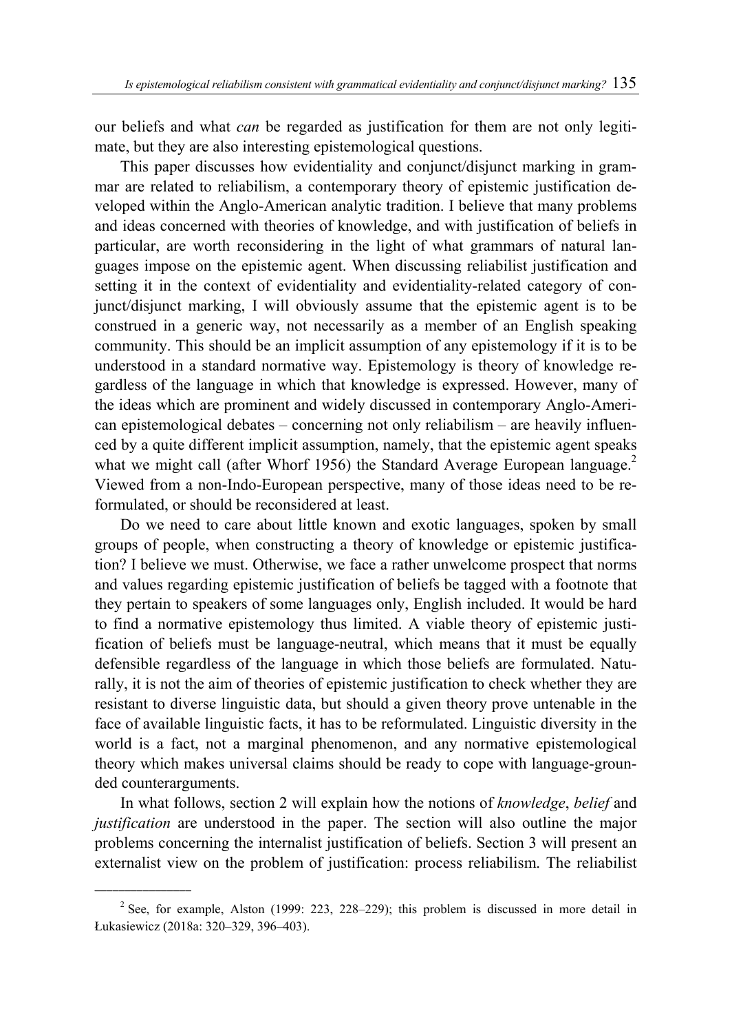our beliefs and what *can* be regarded as justification for them are not only legitimate, but they are also interesting epistemological questions.

This paper discusses how evidentiality and conjunct/disjunct marking in grammar are related to reliabilism, a contemporary theory of epistemic justification developed within the Anglo-American analytic tradition. I believe that many problems and ideas concerned with theories of knowledge, and with justification of beliefs in particular, are worth reconsidering in the light of what grammars of natural languages impose on the epistemic agent. When discussing reliabilist justification and setting it in the context of evidentiality and evidentiality-related category of conjunct/disjunct marking, I will obviously assume that the epistemic agent is to be construed in a generic way, not necessarily as a member of an English speaking community. This should be an implicit assumption of any epistemology if it is to be understood in a standard normative way. Epistemology is theory of knowledge regardless of the language in which that knowledge is expressed. However, many of the ideas which are prominent and widely discussed in contemporary Anglo-American epistemological debates – concerning not only reliabilism – are heavily influenced by a quite different implicit assumption, namely, that the epistemic agent speaks what we might call (after Whorf 1956) the Standard Average European language.[2] Viewed from a non-Indo-European perspective, many of those ideas need to be reformulated, or should be reconsidered at least.

Do we need to care about little known and exotic languages, spoken by small groups of people, when constructing a theory of knowledge or epistemic justification? I believe we must. Otherwise, we face a rather unwelcome prospect that norms and values regarding epistemic justification of beliefs be tagged with a footnote that they pertain to speakers of some languages only, English included. It would be hard to find a normative epistemology thus limited. A viable theory of epistemic justification of beliefs must be language-neutral, which means that it must be equally defensible regardless of the language in which those beliefs are formulated. Naturally, it is not the aim of theories of epistemic justification to check whether they are resistant to diverse linguistic data, but should a given theory prove untenable in the face of available linguistic facts, it has to be reformulated. Linguistic diversity in the world is a fact, not a marginal phenomenon, and any normative epistemological theory which makes universal claims should be ready to cope with language-grounded counterarguments.

In what follows, section 2 will explain how the notions of *knowledge*, *belief* and *justification* are understood in the paper. The section will also outline the major problems concerning the internalist justification of beliefs. Section 3 will present an externalist view on the problem of justification: process reliabilism. The reliabilist

---

[2] See, for example, Alston (1999: 223, 228–229); this problem is discussed in more detail in Łukasiewicz (2018a: 320–329, 396–403).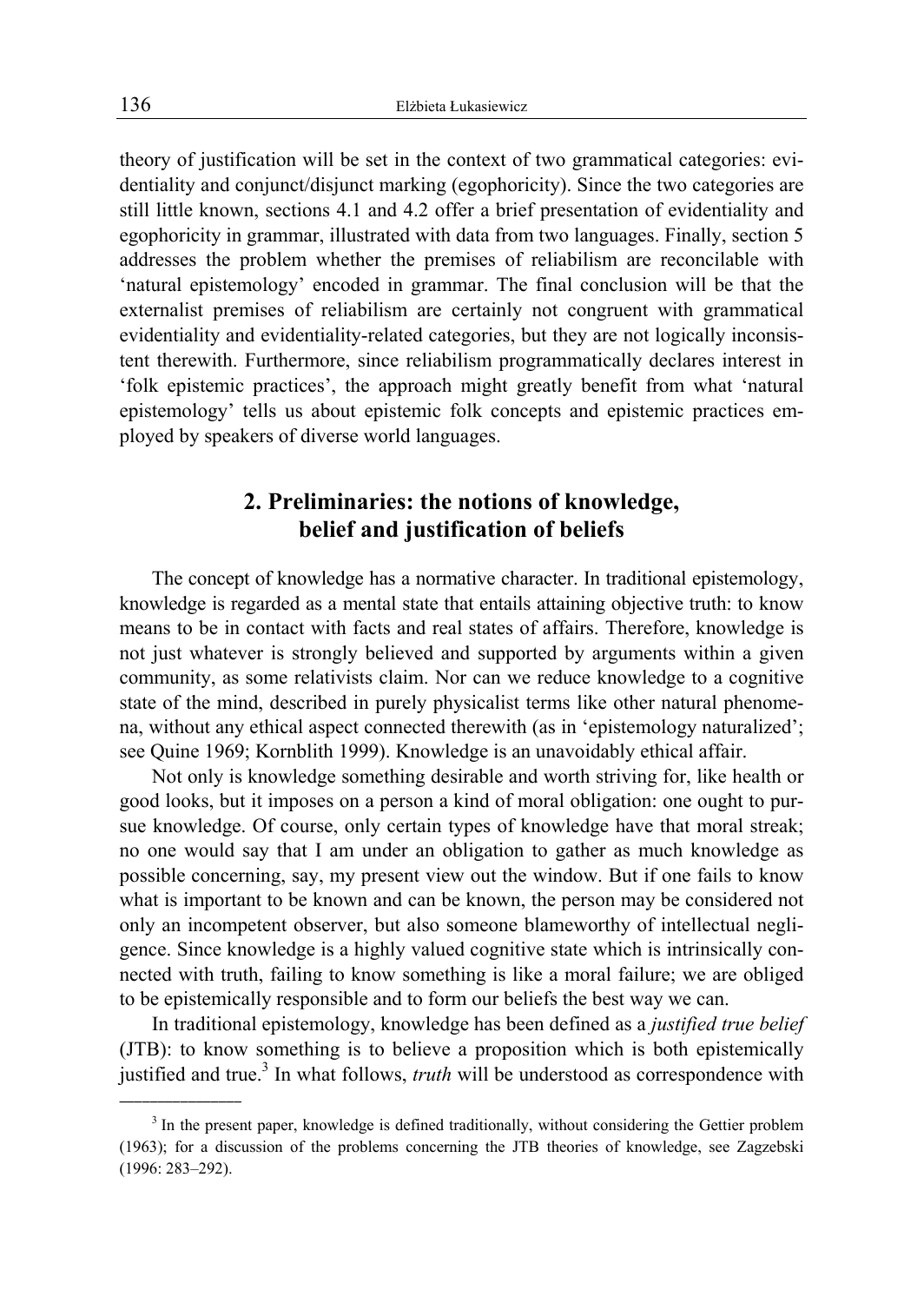theory of justification will be set in the context of two grammatical categories: evidentiality and conjunct/disjunct marking (egophoricity). Since the two categories are still little known, sections 4.1 and 4.2 offer a brief presentation of evidentiality and egophoricity in grammar, illustrated with data from two languages. Finally, section 5 addresses the problem whether the premises of reliabilism are reconcilable with 'natural epistemology' encoded in grammar. The final conclusion will be that the externalist premises of reliabilism are certainly not congruent with grammatical evidentiality and evidentiality-related categories, but they are not logically inconsistent therewith. Furthermore, since reliabilism programmatically declares interest in 'folk epistemic practices', the approach might greatly benefit from what 'natural epistemology' tells us about epistemic folk concepts and epistemic practices employed by speakers of diverse world languages.

## 2. Preliminaries: the notions of knowledge, belief and justification of beliefs

The concept of knowledge has a normative character. In traditional epistemology, knowledge is regarded as a mental state that entails attaining objective truth: to know means to be in contact with facts and real states of affairs. Therefore, knowledge is not just whatever is strongly believed and supported by arguments within a given community, as some relativists claim. Nor can we reduce knowledge to a cognitive state of the mind, described in purely physicalist terms like other natural phenomena, without any ethical aspect connected therewith (as in 'epistemology naturalized'; see Quine 1969; Kornblith 1999). Knowledge is an unavoidably ethical affair.

Not only is knowledge something desirable and worth striving for, like health or good looks, but it imposes on a person a kind of moral obligation: one ought to pursue knowledge. Of course, only certain types of knowledge have that moral streak; no one would say that I am under an obligation to gather as much knowledge as possible concerning, say, my present view out the window. But if one fails to know what is important to be known and can be known, the person may be considered not only an incompetent observer, but also someone blameworthy of intellectual negligence. Since knowledge is a highly valued cognitive state which is intrinsically connected with truth, failing to know something is like a moral failure; we are obliged to be epistemically responsible and to form our beliefs the best way we can.

In traditional epistemology, knowledge has been defined as a *justified true belief* (JTB): to know something is to believe a proposition which is both epistemically justified and true.[3] In what follows, *truth* will be understood as correspondence with

[3] In the present paper, knowledge is defined traditionally, without considering the Gettier problem (1963); for a discussion of the problems concerning the JTB theories of knowledge, see Zagzebski (1996: 283–292).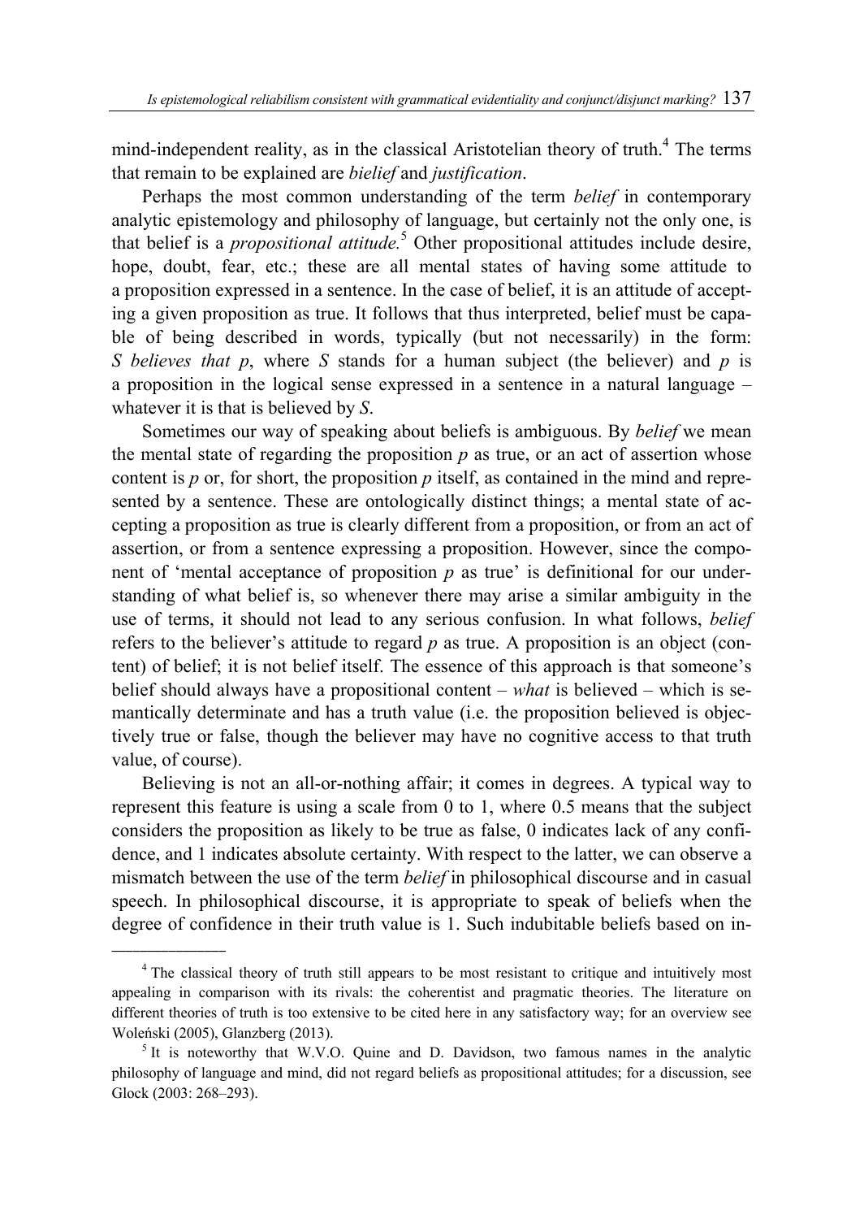mind-independent reality, as in the classical Aristotelian theory of truth.[4] The terms that remain to be explained are *bielief* and *justification*.

Perhaps the most common understanding of the term *belief* in contemporary analytic epistemology and philosophy of language, but certainly not the only one, is that belief is a *propositional attitude.*[5] Other propositional attitudes include desire, hope, doubt, fear, etc.; these are all mental states of having some attitude to a proposition expressed in a sentence. In the case of belief, it is an attitude of accepting a given proposition as true. It follows that thus interpreted, belief must be capable of being described in words, typically (but not necessarily) in the form: *S believes that p*, where *S* stands for a human subject (the believer) and *p* is a proposition in the logical sense expressed in a sentence in a natural language – whatever it is that is believed by *S*.

Sometimes our way of speaking about beliefs is ambiguous. By *belief* we mean the mental state of regarding the proposition *p* as true, or an act of assertion whose content is *p* or, for short, the proposition *p* itself, as contained in the mind and represented by a sentence. These are ontologically distinct things; a mental state of accepting a proposition as true is clearly different from a proposition, or from an act of assertion, or from a sentence expressing a proposition. However, since the component of 'mental acceptance of proposition *p* as true' is definitional for our understanding of what belief is, so whenever there may arise a similar ambiguity in the use of terms, it should not lead to any serious confusion. In what follows, *belief* refers to the believer's attitude to regard *p* as true. A proposition is an object (content) of belief; it is not belief itself. The essence of this approach is that someone's belief should always have a propositional content – *what* is believed – which is semantically determinate and has a truth value (i.e. the proposition believed is objectively true or false, though the believer may have no cognitive access to that truth value, of course).

Believing is not an all-or-nothing affair; it comes in degrees. A typical way to represent this feature is using a scale from 0 to 1, where 0.5 means that the subject considers the proposition as likely to be true as false, 0 indicates lack of any confidence, and 1 indicates absolute certainty. With respect to the latter, we can observe a mismatch between the use of the term *belief* in philosophical discourse and in casual speech. In philosophical discourse, it is appropriate to speak of beliefs when the degree of confidence in their truth value is 1. Such indubitable beliefs based on in-

---

[4] The classical theory of truth still appears to be most resistant to critique and intuitively most appealing in comparison with its rivals: the coherentist and pragmatic theories. The literature on different theories of truth is too extensive to be cited here in any satisfactory way; for an overview see Woleński (2005), Glanzberg (2013).

[5] It is noteworthy that W.V.O. Quine and D. Davidson, two famous names in the analytic philosophy of language and mind, did not regard beliefs as propositional attitudes; for a discussion, see Glock (2003: 268–293).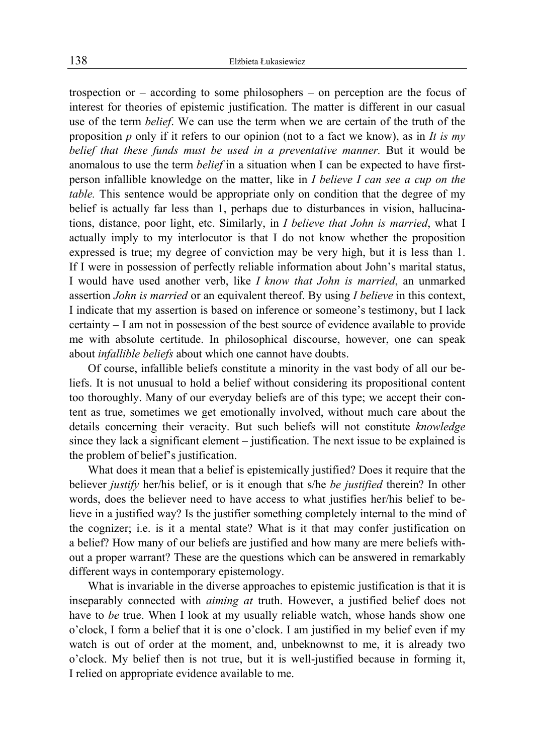trospection or – according to some philosophers – on perception are the focus of interest for theories of epistemic justification. The matter is different in our casual use of the term *belief*. We can use the term when we are certain of the truth of the proposition *p* only if it refers to our opinion (not to a fact we know), as in *It is my belief that these funds must be used in a preventative manner.* But it would be anomalous to use the term *belief* in a situation when I can be expected to have first-person infallible knowledge on the matter, like in *I believe I can see a cup on the table.* This sentence would be appropriate only on condition that the degree of my belief is actually far less than 1, perhaps due to disturbances in vision, hallucinations, distance, poor light, etc. Similarly, in *I believe that John is married*, what I actually imply to my interlocutor is that I do not know whether the proposition expressed is true; my degree of conviction may be very high, but it is less than 1. If I were in possession of perfectly reliable information about John's marital status, I would have used another verb, like *I know that John is married*, an unmarked assertion *John is married* or an equivalent thereof. By using *I believe* in this context, I indicate that my assertion is based on inference or someone's testimony, but I lack certainty – I am not in possession of the best source of evidence available to provide me with absolute certitude. In philosophical discourse, however, one can speak about *infallible beliefs* about which one cannot have doubts.

Of course, infallible beliefs constitute a minority in the vast body of all our beliefs. It is not unusual to hold a belief without considering its propositional content too thoroughly. Many of our everyday beliefs are of this type; we accept their content as true, sometimes we get emotionally involved, without much care about the details concerning their veracity. But such beliefs will not constitute *knowledge* since they lack a significant element – justification. The next issue to be explained is the problem of belief's justification.

What does it mean that a belief is epistemically justified? Does it require that the believer *justify* her/his belief, or is it enough that s/he *be justified* therein? In other words, does the believer need to have access to what justifies her/his belief to believe in a justified way? Is the justifier something completely internal to the mind of the cognizer; i.e. is it a mental state? What is it that may confer justification on a belief? How many of our beliefs are justified and how many are mere beliefs without a proper warrant? These are the questions which can be answered in remarkably different ways in contemporary epistemology.

What is invariable in the diverse approaches to epistemic justification is that it is inseparably connected with *aiming at* truth. However, a justified belief does not have to *be* true. When I look at my usually reliable watch, whose hands show one o'clock, I form a belief that it is one o'clock. I am justified in my belief even if my watch is out of order at the moment, and, unbeknownst to me, it is already two o'clock. My belief then is not true, but it is well-justified because in forming it, I relied on appropriate evidence available to me.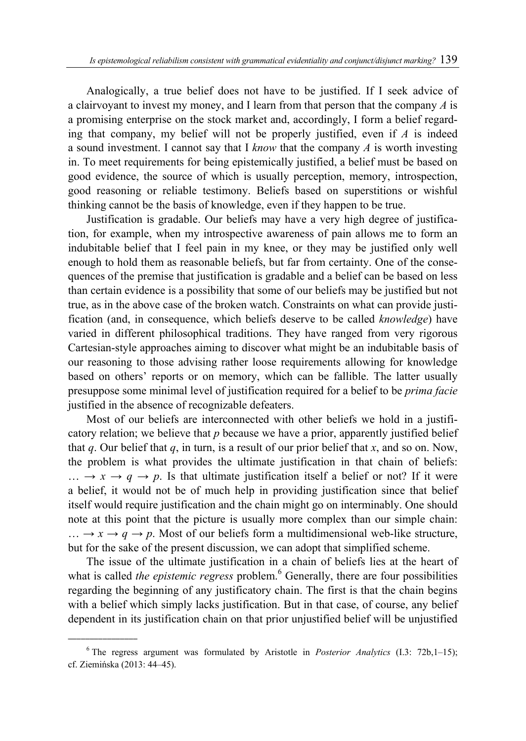Analogically, a true belief does not have to be justified. If I seek advice of a clairvoyant to invest my money, and I learn from that person that the company *A* is a promising enterprise on the stock market and, accordingly, I form a belief regarding that company, my belief will not be properly justified, even if *A* is indeed a sound investment. I cannot say that I *know* that the company *A* is worth investing in. To meet requirements for being epistemically justified, a belief must be based on good evidence, the source of which is usually perception, memory, introspection, good reasoning or reliable testimony. Beliefs based on superstitions or wishful thinking cannot be the basis of knowledge, even if they happen to be true.

Justification is gradable. Our beliefs may have a very high degree of justification, for example, when my introspective awareness of pain allows me to form an indubitable belief that I feel pain in my knee, or they may be justified only well enough to hold them as reasonable beliefs, but far from certainty. One of the consequences of the premise that justification is gradable and a belief can be based on less than certain evidence is a possibility that some of our beliefs may be justified but not true, as in the above case of the broken watch. Constraints on what can provide justification (and, in consequence, which beliefs deserve to be called *knowledge*) have varied in different philosophical traditions. They have ranged from very rigorous Cartesian-style approaches aiming to discover what might be an indubitable basis of our reasoning to those advising rather loose requirements allowing for knowledge based on others' reports or on memory, which can be fallible. The latter usually presuppose some minimal level of justification required for a belief to be *prima facie* justified in the absence of recognizable defeaters.

Most of our beliefs are interconnected with other beliefs we hold in a justificatory relation; we believe that $p$ because we have a prior, apparently justified belief that $q$. Our belief that $q$, in turn, is a result of our prior belief that $x$, and so on. Now, the problem is what provides the ultimate justification in that chain of beliefs: $\ldots \rightarrow x \rightarrow q \rightarrow p$. Is that ultimate justification itself a belief or not? If it were a belief, it would not be of much help in providing justification since that belief itself would require justification and the chain might go on interminably. One should note at this point that the picture is usually more complex than our simple chain: $\ldots \rightarrow x \rightarrow q \rightarrow p$. Most of our beliefs form a multidimensional web-like structure, but for the sake of the present discussion, we can adopt that simplified scheme.

The issue of the ultimate justification in a chain of beliefs lies at the heart of what is called *the epistemic regress* problem.[6] Generally, there are four possibilities regarding the beginning of any justificatory chain. The first is that the chain begins with a belief which simply lacks justification. But in that case, of course, any belief dependent in its justification chain on that prior unjustified belief will be unjustified

---

[6] The regress argument was formulated by Aristotle in *Posterior Analytics* (I.3: 72b,1–15); cf. Ziemińska (2013: 44–45).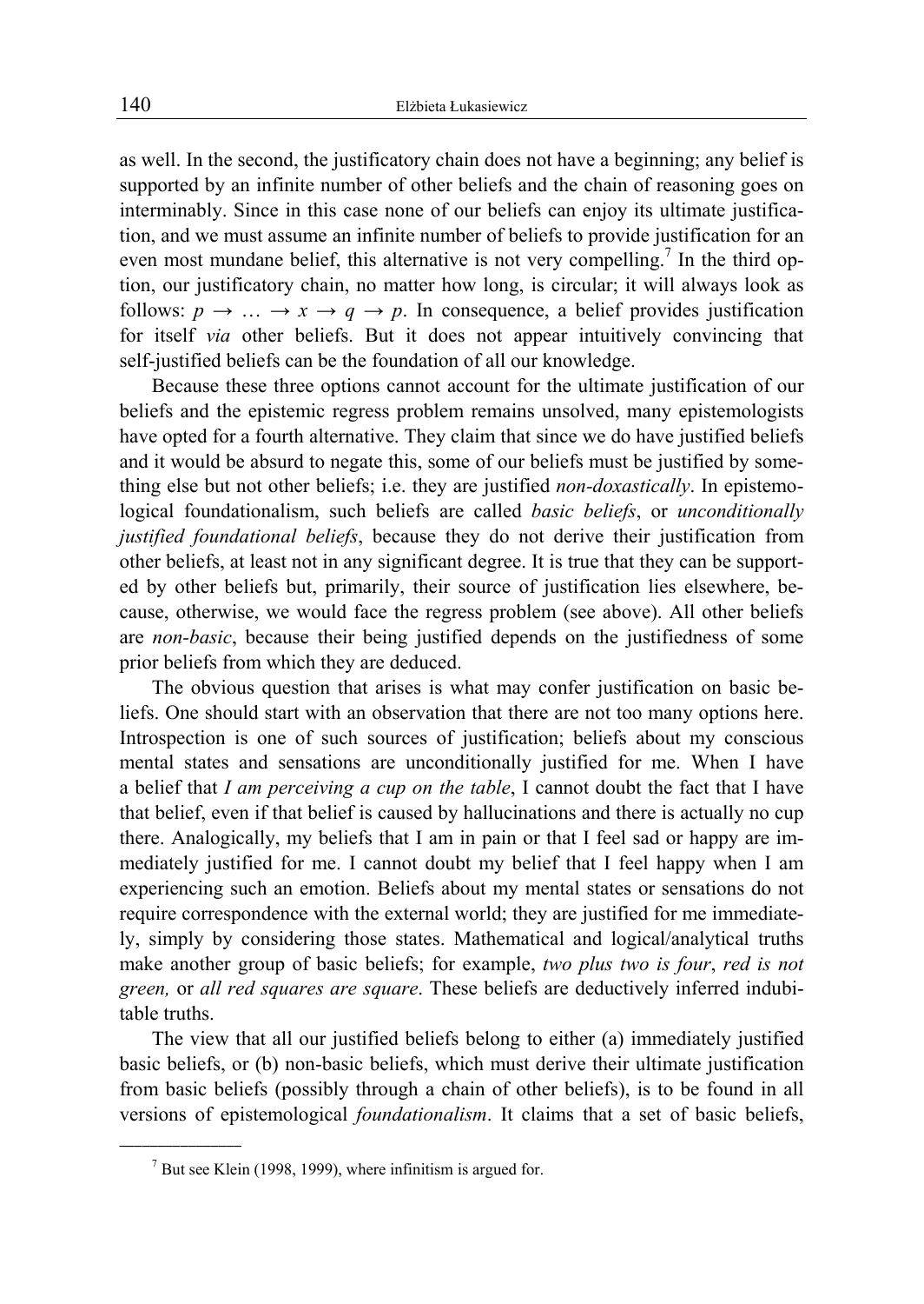as well. In the second, the justificatory chain does not have a beginning; any belief is supported by an infinite number of other beliefs and the chain of reasoning goes on interminably. Since in this case none of our beliefs can enjoy its ultimate justification, and we must assume an infinite number of beliefs to provide justification for an even most mundane belief, this alternative is not very compelling.[7] In the third option, our justificatory chain, no matter how long, is circular; it will always look as follows: $p \rightarrow \ldots \rightarrow x \rightarrow q \rightarrow p$. In consequence, a belief provides justification for itself *via* other beliefs. But it does not appear intuitively convincing that self-justified beliefs can be the foundation of all our knowledge.

Because these three options cannot account for the ultimate justification of our beliefs and the epistemic regress problem remains unsolved, many epistemologists have opted for a fourth alternative. They claim that since we do have justified beliefs and it would be absurd to negate this, some of our beliefs must be justified by something else but not other beliefs; i.e. they are justified *non-doxastically*. In epistemological foundationalism, such beliefs are called *basic beliefs*, or *unconditionally justified foundational beliefs*, because they do not derive their justification from other beliefs, at least not in any significant degree. It is true that they can be supported by other beliefs but, primarily, their source of justification lies elsewhere, because, otherwise, we would face the regress problem (see above). All other beliefs are *non-basic*, because their being justified depends on the justifiedness of some prior beliefs from which they are deduced.

The obvious question that arises is what may confer justification on basic beliefs. One should start with an observation that there are not too many options here. Introspection is one of such sources of justification; beliefs about my conscious mental states and sensations are unconditionally justified for me. When I have a belief that *I am perceiving a cup on the table*, I cannot doubt the fact that I have that belief, even if that belief is caused by hallucinations and there is actually no cup there. Analogically, my beliefs that I am in pain or that I feel sad or happy are immediately justified for me. I cannot doubt my belief that I feel happy when I am experiencing such an emotion. Beliefs about my mental states or sensations do not require correspondence with the external world; they are justified for me immediately, simply by considering those states. Mathematical and logical/analytical truths make another group of basic beliefs; for example, *two plus two is four*, *red is not green,* or *all red squares are square*. These beliefs are deductively inferred indubitable truths.

The view that all our justified beliefs belong to either (a) immediately justified basic beliefs, or (b) non-basic beliefs, which must derive their ultimate justification from basic beliefs (possibly through a chain of other beliefs), is to be found in all versions of epistemological *foundationalism*. It claims that a set of basic beliefs,

---

[7] But see Klein (1998, 1999), where infinitism is argued for.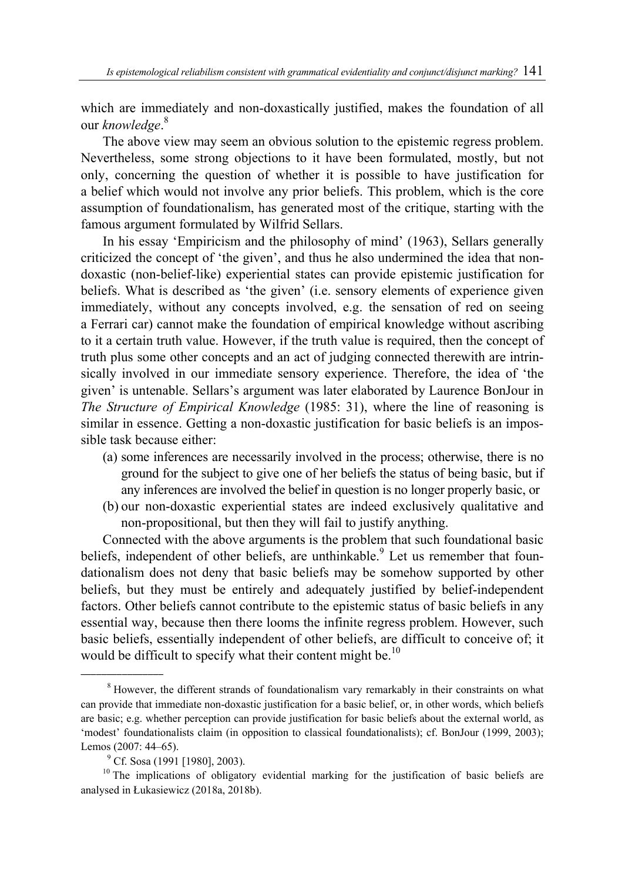which are immediately and non-doxastically justified, makes the foundation of all our *knowledge*.[8]

The above view may seem an obvious solution to the epistemic regress problem. Nevertheless, some strong objections to it have been formulated, mostly, but not only, concerning the question of whether it is possible to have justification for a belief which would not involve any prior beliefs. This problem, which is the core assumption of foundationalism, has generated most of the critique, starting with the famous argument formulated by Wilfrid Sellars.

In his essay 'Empiricism and the philosophy of mind' (1963), Sellars generally criticized the concept of 'the given', and thus he also undermined the idea that non-doxastic (non-belief-like) experiential states can provide epistemic justification for beliefs. What is described as 'the given' (i.e. sensory elements of experience given immediately, without any concepts involved, e.g. the sensation of red on seeing a Ferrari car) cannot make the foundation of empirical knowledge without ascribing to it a certain truth value. However, if the truth value is required, then the concept of truth plus some other concepts and an act of judging connected therewith are intrinsically involved in our immediate sensory experience. Therefore, the idea of 'the given' is untenable. Sellars's argument was later elaborated by Laurence BonJour in *The Structure of Empirical Knowledge* (1985: 31), where the line of reasoning is similar in essence. Getting a non-doxastic justification for basic beliefs is an impossible task because either:

(a) some inferences are necessarily involved in the process; otherwise, there is no ground for the subject to give one of her beliefs the status of being basic, but if any inferences are involved the belief in question is no longer properly basic, or
(b) our non-doxastic experiential states are indeed exclusively qualitative and non-propositional, but then they will fail to justify anything.

Connected with the above arguments is the problem that such foundational basic beliefs, independent of other beliefs, are unthinkable.[9] Let us remember that foundationalism does not deny that basic beliefs may be somehow supported by other beliefs, but they must be entirely and adequately justified by belief-independent factors. Other beliefs cannot contribute to the epistemic status of basic beliefs in any essential way, because then there looms the infinite regress problem. However, such basic beliefs, essentially independent of other beliefs, are difficult to conceive of; it would be difficult to specify what their content might be.[10]

---

[8] However, the different strands of foundationalism vary remarkably in their constraints on what can provide that immediate non-doxastic justification for a basic belief, or, in other words, which beliefs are basic; e.g. whether perception can provide justification for basic beliefs about the external world, as 'modest' foundationalists claim (in opposition to classical foundationalists); cf. BonJour (1999, 2003); Lemos (2007: 44–65).

[9] Cf. Sosa (1991 [1980], 2003).

[10] The implications of obligatory evidential marking for the justification of basic beliefs are analysed in Łukasiewicz (2018a, 2018b).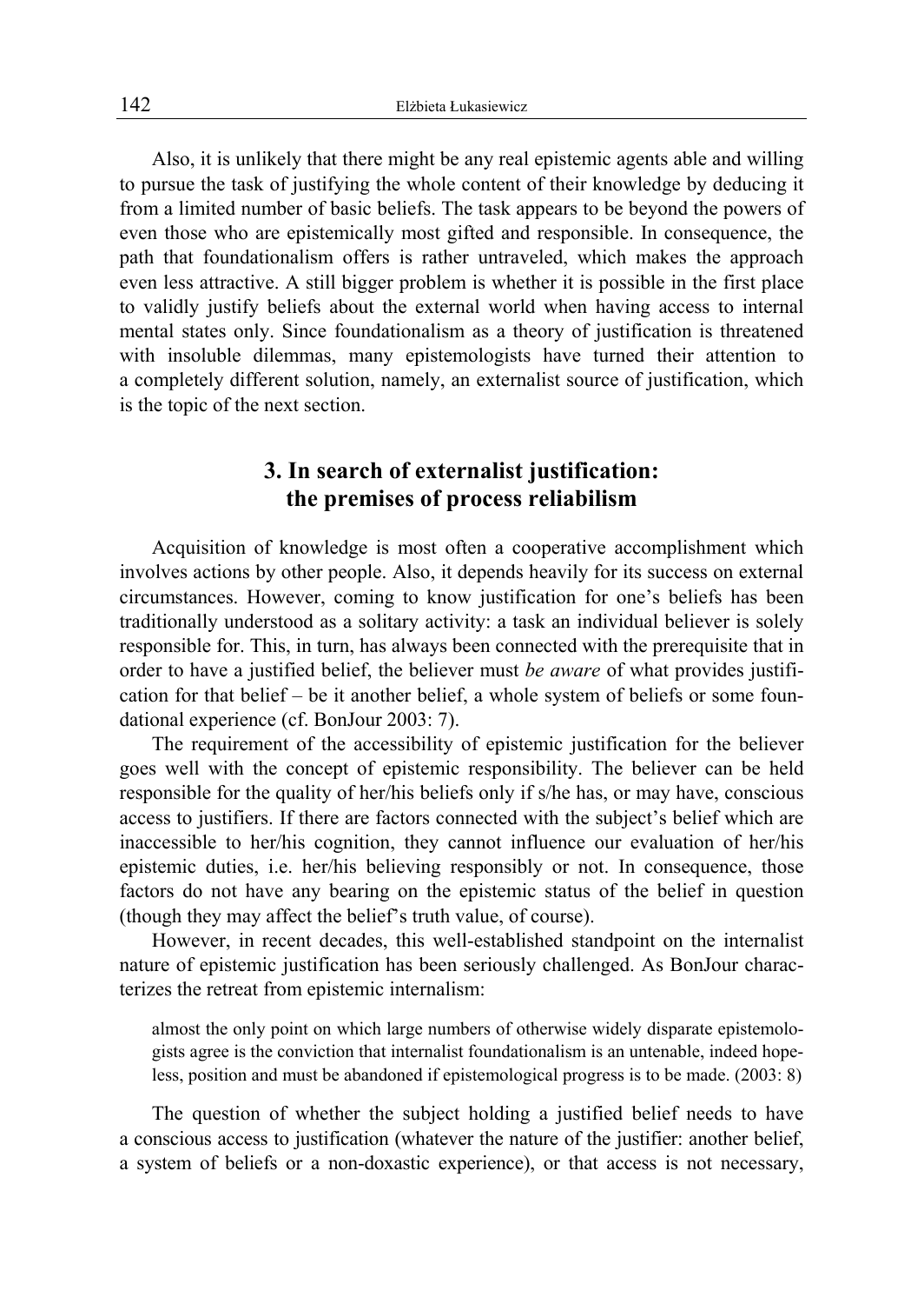Also, it is unlikely that there might be any real epistemic agents able and willing to pursue the task of justifying the whole content of their knowledge by deducing it from a limited number of basic beliefs. The task appears to be beyond the powers of even those who are epistemically most gifted and responsible. In consequence, the path that foundationalism offers is rather untraveled, which makes the approach even less attractive. A still bigger problem is whether it is possible in the first place to validly justify beliefs about the external world when having access to internal mental states only. Since foundationalism as a theory of justification is threatened with insoluble dilemmas, many epistemologists have turned their attention to a completely different solution, namely, an externalist source of justification, which is the topic of the next section.

## 3. In search of externalist justification: the premises of process reliabilism

Acquisition of knowledge is most often a cooperative accomplishment which involves actions by other people. Also, it depends heavily for its success on external circumstances. However, coming to know justification for one's beliefs has been traditionally understood as a solitary activity: a task an individual believer is solely responsible for. This, in turn, has always been connected with the prerequisite that in order to have a justified belief, the believer must *be aware* of what provides justification for that belief – be it another belief, a whole system of beliefs or some foundational experience (cf. BonJour 2003: 7).

The requirement of the accessibility of epistemic justification for the believer goes well with the concept of epistemic responsibility. The believer can be held responsible for the quality of her/his beliefs only if s/he has, or may have, conscious access to justifiers. If there are factors connected with the subject's belief which are inaccessible to her/his cognition, they cannot influence our evaluation of her/his epistemic duties, i.e. her/his believing responsibly or not. In consequence, those factors do not have any bearing on the epistemic status of the belief in question (though they may affect the belief's truth value, of course).

However, in recent decades, this well-established standpoint on the internalist nature of epistemic justification has been seriously challenged. As BonJour characterizes the retreat from epistemic internalism:

> almost the only point on which large numbers of otherwise widely disparate epistemologists agree is the conviction that internalist foundationalism is an untenable, indeed hopeless, position and must be abandoned if epistemological progress is to be made. (2003: 8)

The question of whether the subject holding a justified belief needs to have a conscious access to justification (whatever the nature of the justifier: another belief, a system of beliefs or a non-doxastic experience), or that access is not necessary,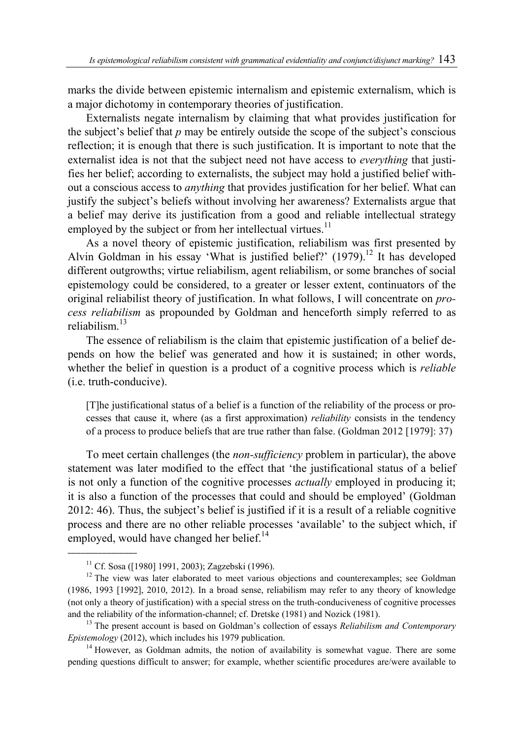marks the divide between epistemic internalism and epistemic externalism, which is a major dichotomy in contemporary theories of justification.

Externalists negate internalism by claiming that what provides justification for the subject's belief that *p* may be entirely outside the scope of the subject's conscious reflection; it is enough that there is such justification. It is important to note that the externalist idea is not that the subject need not have access to *everything* that justifies her belief; according to externalists, the subject may hold a justified belief without a conscious access to *anything* that provides justification for her belief. What can justify the subject's beliefs without involving her awareness? Externalists argue that a belief may derive its justification from a good and reliable intellectual strategy employed by the subject or from her intellectual virtues.[11]

As a novel theory of epistemic justification, reliabilism was first presented by Alvin Goldman in his essay 'What is justified belief?' (1979).[12] It has developed different outgrowths; virtue reliabilism, agent reliabilism, or some branches of social epistemology could be considered, to a greater or lesser extent, continuators of the original reliabilist theory of justification. In what follows, I will concentrate on *process reliabilism* as propounded by Goldman and henceforth simply referred to as reliabilism.[13]

The essence of reliabilism is the claim that epistemic justification of a belief depends on how the belief was generated and how it is sustained; in other words, whether the belief in question is a product of a cognitive process which is *reliable* (i.e. truth-conducive).

> [T]he justificational status of a belief is a function of the reliability of the process or processes that cause it, where (as a first approximation) *reliability* consists in the tendency of a process to produce beliefs that are true rather than false. (Goldman 2012 [1979]: 37)

To meet certain challenges (the *non-sufficiency* problem in particular), the above statement was later modified to the effect that 'the justificational status of a belief is not only a function of the cognitive processes *actually* employed in producing it; it is also a function of the processes that could and should be employed' (Goldman 2012: 46). Thus, the subject's belief is justified if it is a result of a reliable cognitive process and there are no other reliable processes 'available' to the subject which, if employed, would have changed her belief.[14]

---

[11] Cf. Sosa ([1980] 1991, 2003); Zagzebski (1996).

[12] The view was later elaborated to meet various objections and counterexamples; see Goldman (1986, 1993 [1992], 2010, 2012). In a broad sense, reliabilism may refer to any theory of knowledge (not only a theory of justification) with a special stress on the truth-conduciveness of cognitive processes and the reliability of the information-channel; cf. Dretske (1981) and Nozick (1981).

[13] The present account is based on Goldman's collection of essays *Reliabilism and Contemporary Epistemology* (2012), which includes his 1979 publication.

[14] However, as Goldman admits, the notion of availability is somewhat vague. There are some pending questions difficult to answer; for example, whether scientific procedures are/were available to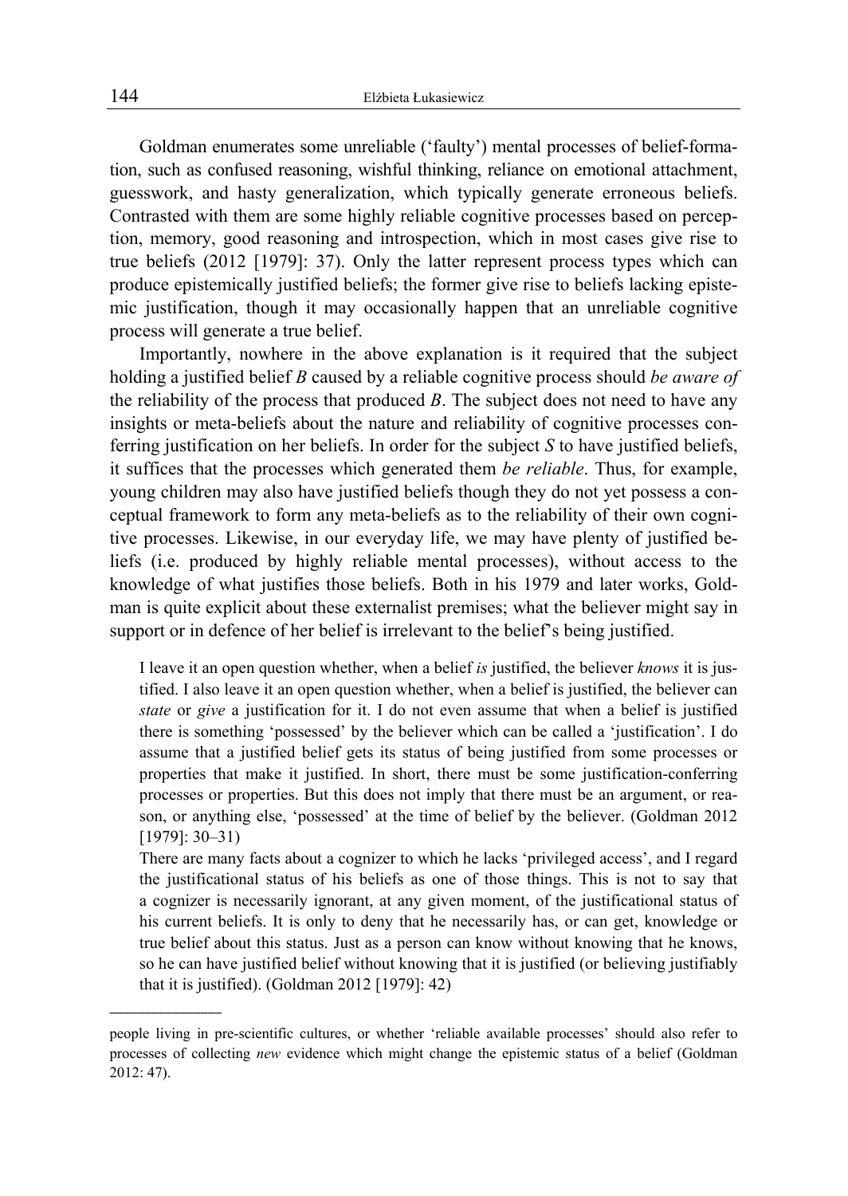Goldman enumerates some unreliable ('faulty') mental processes of belief-formation, such as confused reasoning, wishful thinking, reliance on emotional attachment, guesswork, and hasty generalization, which typically generate erroneous beliefs. Contrasted with them are some highly reliable cognitive processes based on perception, memory, good reasoning and introspection, which in most cases give rise to true beliefs (2012 [1979]: 37). Only the latter represent process types which can produce epistemically justified beliefs; the former give rise to beliefs lacking epistemic justification, though it may occasionally happen that an unreliable cognitive process will generate a true belief.

Importantly, nowhere in the above explanation is it required that the subject holding a justified belief *B* caused by a reliable cognitive process should *be aware of* the reliability of the process that produced *B*. The subject does not need to have any insights or meta-beliefs about the nature and reliability of cognitive processes conferring justification on her beliefs. In order for the subject *S* to have justified beliefs, it suffices that the processes which generated them *be reliable*. Thus, for example, young children may also have justified beliefs though they do not yet possess a conceptual framework to form any meta-beliefs as to the reliability of their own cognitive processes. Likewise, in our everyday life, we may have plenty of justified beliefs (i.e. produced by highly reliable mental processes), without access to the knowledge of what justifies those beliefs. Both in his 1979 and later works, Goldman is quite explicit about these externalist premises; what the believer might say in support or in defence of her belief is irrelevant to the belief's being justified.

> I leave it an open question whether, when a belief *is* justified, the believer *knows* it is justified. I also leave it an open question whether, when a belief is justified, the believer can *state* or *give* a justification for it. I do not even assume that when a belief is justified there is something 'possessed' by the believer which can be called a 'justification'. I do assume that a justified belief gets its status of being justified from some processes or properties that make it justified. In short, there must be some justification-conferring processes or properties. But this does not imply that there must be an argument, or reason, or anything else, 'possessed' at the time of belief by the believer. (Goldman 2012 [1979]: 30–31)
>
> There are many facts about a cognizer to which he lacks 'privileged access', and I regard the justificational status of his beliefs as one of those things. This is not to say that a cognizer is necessarily ignorant, at any given moment, of the justificational status of his current beliefs. It is only to deny that he necessarily has, or can get, knowledge or true belief about this status. Just as a person can know without knowing that he knows, so he can have justified belief without knowing that it is justified (or believing justifiably that it is justified). (Goldman 2012 [1979]: 42)

---

people living in pre-scientific cultures, or whether 'reliable available processes' should also refer to processes of collecting *new* evidence which might change the epistemic status of a belief (Goldman 2012: 47).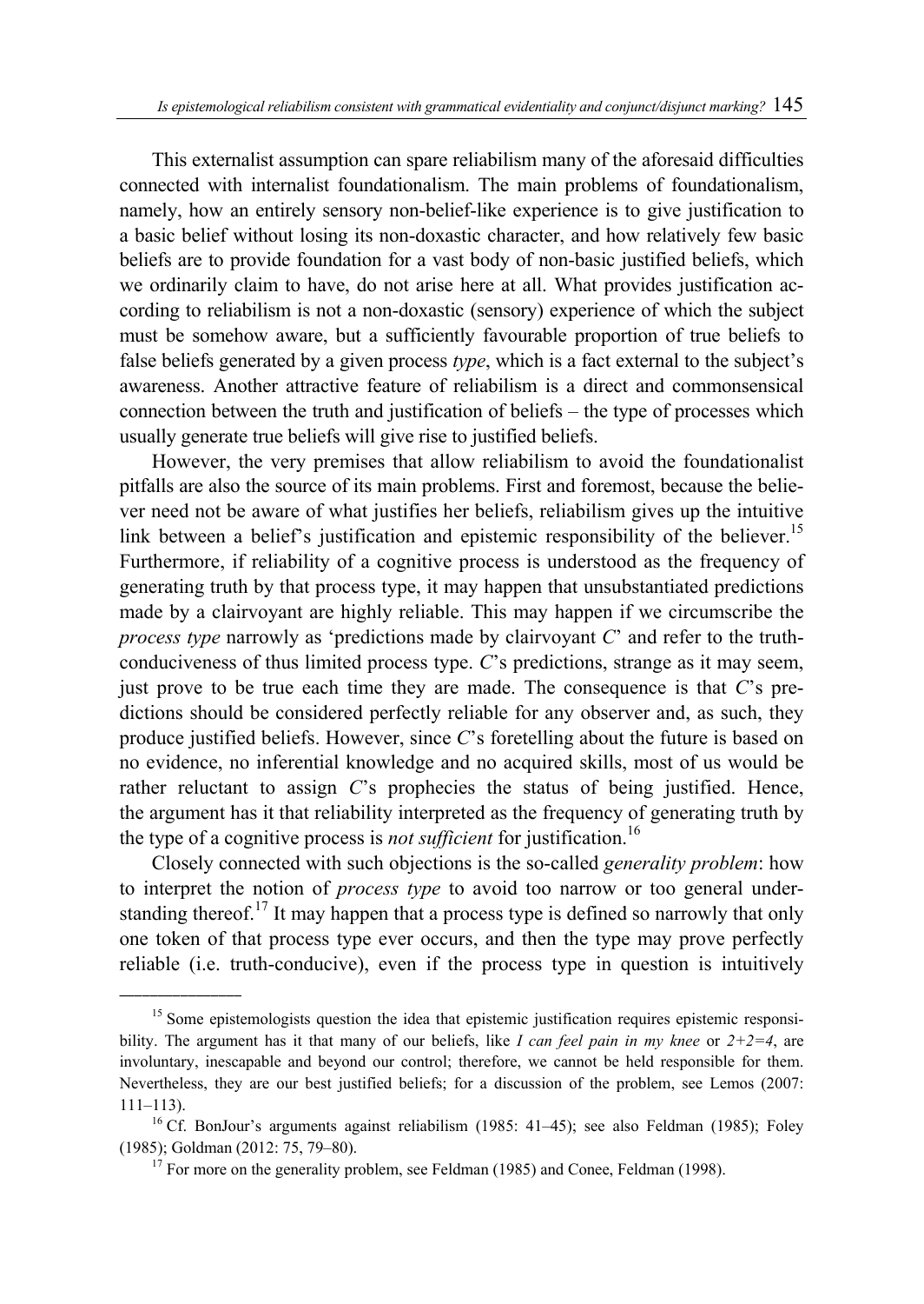This externalist assumption can spare reliabilism many of the aforesaid difficulties connected with internalist foundationalism. The main problems of foundationalism, namely, how an entirely sensory non-belief-like experience is to give justification to a basic belief without losing its non-doxastic character, and how relatively few basic beliefs are to provide foundation for a vast body of non-basic justified beliefs, which we ordinarily claim to have, do not arise here at all. What provides justification according to reliabilism is not a non-doxastic (sensory) experience of which the subject must be somehow aware, but a sufficiently favourable proportion of true beliefs to false beliefs generated by a given process *type*, which is a fact external to the subject's awareness. Another attractive feature of reliabilism is a direct and commonsensical connection between the truth and justification of beliefs – the type of processes which usually generate true beliefs will give rise to justified beliefs.

However, the very premises that allow reliabilism to avoid the foundationalist pitfalls are also the source of its main problems. First and foremost, because the believer need not be aware of what justifies her beliefs, reliabilism gives up the intuitive link between a belief's justification and epistemic responsibility of the believer.[15] Furthermore, if reliability of a cognitive process is understood as the frequency of generating truth by that process type, it may happen that unsubstantiated predictions made by a clairvoyant are highly reliable. This may happen if we circumscribe the *process type* narrowly as 'predictions made by clairvoyant *C*' and refer to the truth-conduciveness of thus limited process type. *C*'s predictions, strange as it may seem, just prove to be true each time they are made. The consequence is that *C*'s predictions should be considered perfectly reliable for any observer and, as such, they produce justified beliefs. However, since *C*'s foretelling about the future is based on no evidence, no inferential knowledge and no acquired skills, most of us would be rather reluctant to assign *C*'s prophecies the status of being justified. Hence, the argument has it that reliability interpreted as the frequency of generating truth by the type of a cognitive process is *not sufficient* for justification.[16]

Closely connected with such objections is the so-called *generality problem*: how to interpret the notion of *process type* to avoid too narrow or too general understanding thereof.[17] It may happen that a process type is defined so narrowly that only one token of that process type ever occurs, and then the type may prove perfectly reliable (i.e. truth-conducive), even if the process type in question is intuitively

---

[15] Some epistemologists question the idea that epistemic justification requires epistemic responsibility. The argument has it that many of our beliefs, like *I can feel pain in my knee* or *2+2=4*, are involuntary, inescapable and beyond our control; therefore, we cannot be held responsible for them. Nevertheless, they are our best justified beliefs; for a discussion of the problem, see Lemos (2007: 111–113).

[16] Cf. BonJour's arguments against reliabilism (1985: 41–45); see also Feldman (1985); Foley (1985); Goldman (2012: 75, 79–80).

[17] For more on the generality problem, see Feldman (1985) and Conee, Feldman (1998).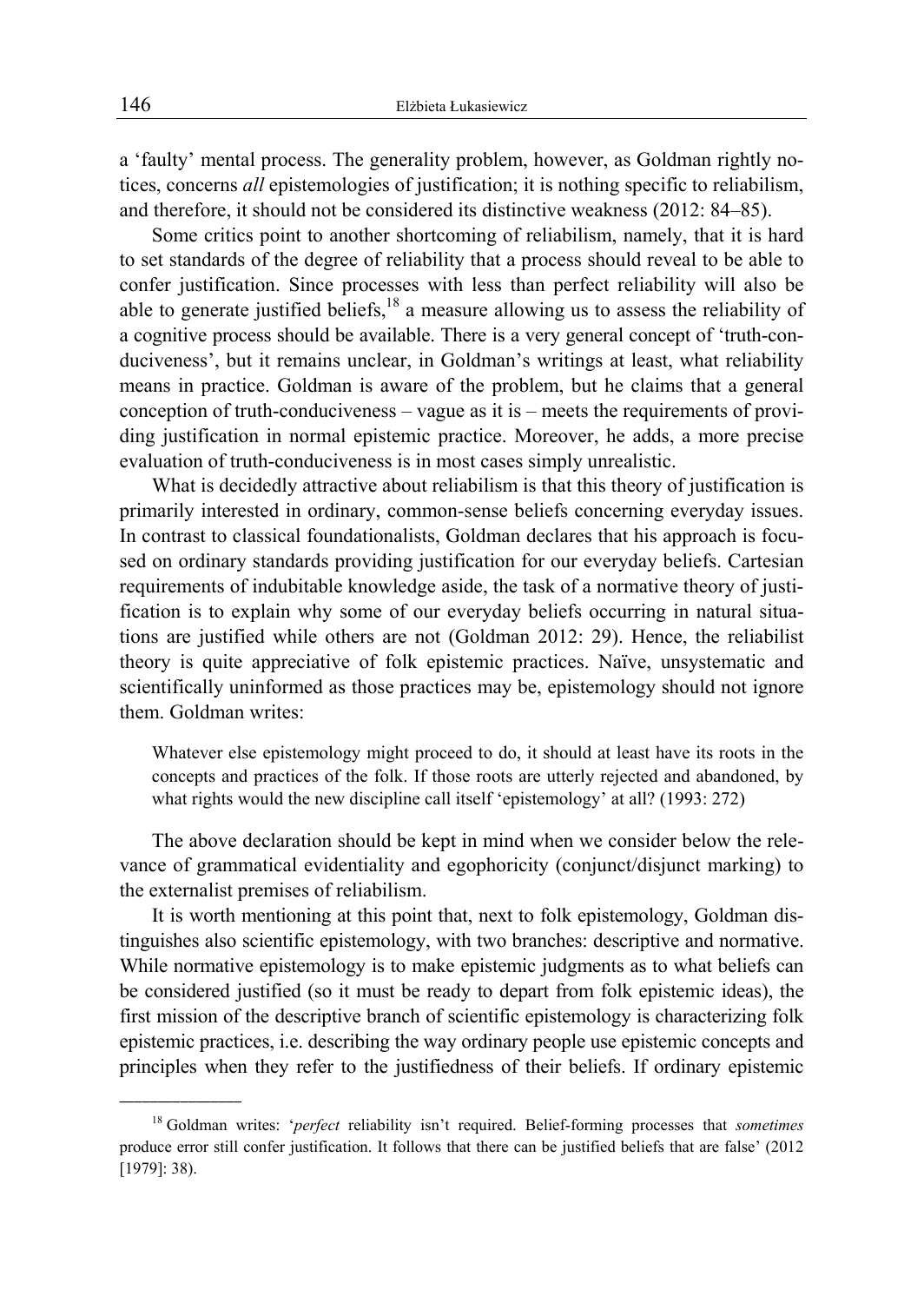a 'faulty' mental process. The generality problem, however, as Goldman rightly notices, concerns *all* epistemologies of justification; it is nothing specific to reliabilism, and therefore, it should not be considered its distinctive weakness (2012: 84–85).

Some critics point to another shortcoming of reliabilism, namely, that it is hard to set standards of the degree of reliability that a process should reveal to be able to confer justification. Since processes with less than perfect reliability will also be able to generate justified beliefs,[18] a measure allowing us to assess the reliability of a cognitive process should be available. There is a very general concept of 'truth-conduciveness', but it remains unclear, in Goldman's writings at least, what reliability means in practice. Goldman is aware of the problem, but he claims that a general conception of truth-conduciveness – vague as it is – meets the requirements of providing justification in normal epistemic practice. Moreover, he adds, a more precise evaluation of truth-conduciveness is in most cases simply unrealistic.

What is decidedly attractive about reliabilism is that this theory of justification is primarily interested in ordinary, common-sense beliefs concerning everyday issues. In contrast to classical foundationalists, Goldman declares that his approach is focused on ordinary standards providing justification for our everyday beliefs. Cartesian requirements of indubitable knowledge aside, the task of a normative theory of justification is to explain why some of our everyday beliefs occurring in natural situations are justified while others are not (Goldman 2012: 29). Hence, the reliabilist theory is quite appreciative of folk epistemic practices. Naïve, unsystematic and scientifically uninformed as those practices may be, epistemology should not ignore them. Goldman writes:

> Whatever else epistemology might proceed to do, it should at least have its roots in the concepts and practices of the folk. If those roots are utterly rejected and abandoned, by what rights would the new discipline call itself 'epistemology' at all? (1993: 272)

The above declaration should be kept in mind when we consider below the relevance of grammatical evidentiality and egophoricity (conjunct/disjunct marking) to the externalist premises of reliabilism.

It is worth mentioning at this point that, next to folk epistemology, Goldman distinguishes also scientific epistemology, with two branches: descriptive and normative. While normative epistemology is to make epistemic judgments as to what beliefs can be considered justified (so it must be ready to depart from folk epistemic ideas), the first mission of the descriptive branch of scientific epistemology is characterizing folk epistemic practices, i.e. describing the way ordinary people use epistemic concepts and principles when they refer to the justifiedness of their beliefs. If ordinary epistemic

---

[18] Goldman writes: '*perfect* reliability isn't required. Belief-forming processes that *sometimes* produce error still confer justification. It follows that there can be justified beliefs that are false' (2012 [1979]: 38).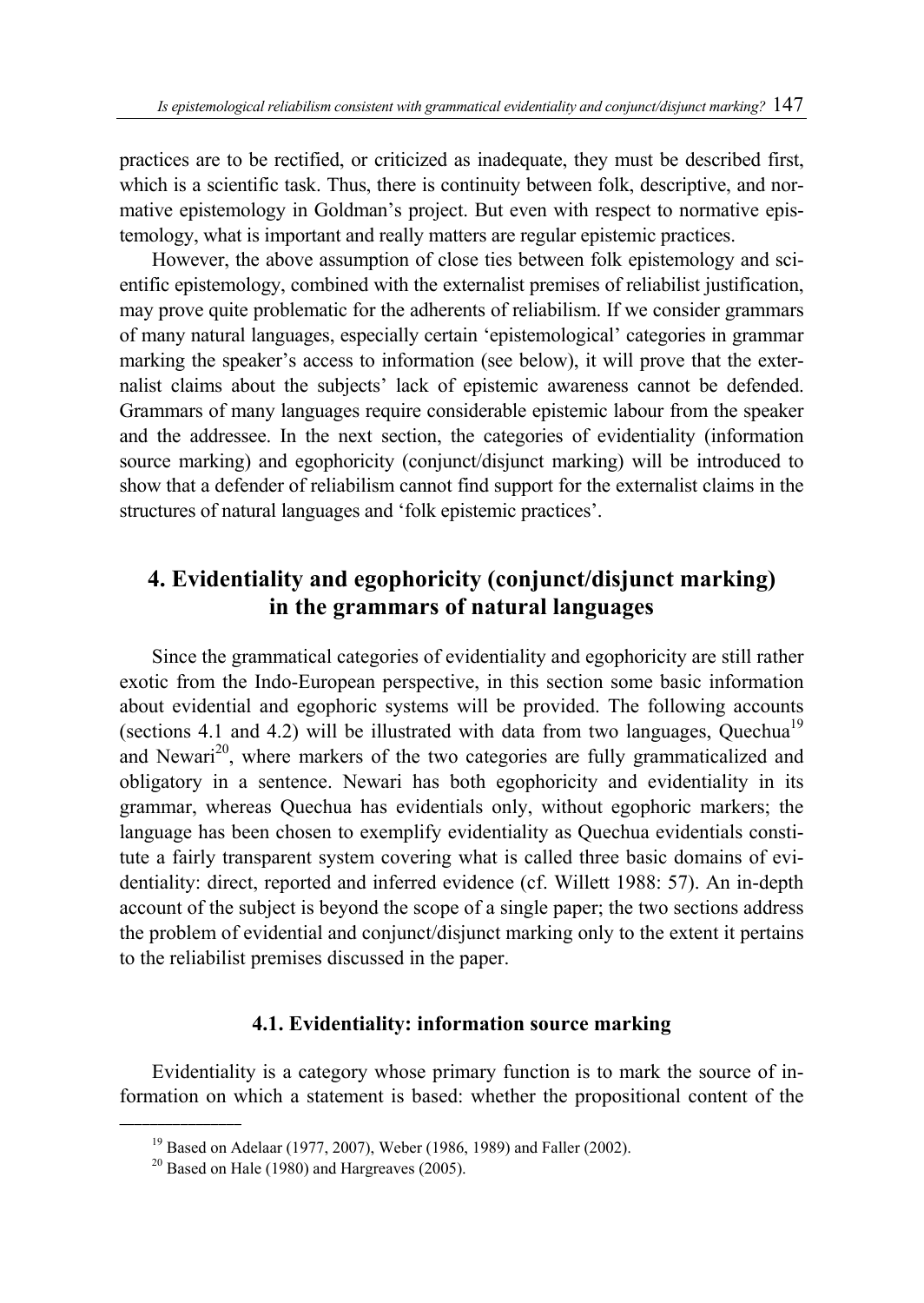practices are to be rectified, or criticized as inadequate, they must be described first, which is a scientific task. Thus, there is continuity between folk, descriptive, and normative epistemology in Goldman's project. But even with respect to normative epistemology, what is important and really matters are regular epistemic practices.

However, the above assumption of close ties between folk epistemology and scientific epistemology, combined with the externalist premises of reliabilist justification, may prove quite problematic for the adherents of reliabilism. If we consider grammars of many natural languages, especially certain 'epistemological' categories in grammar marking the speaker's access to information (see below), it will prove that the externalist claims about the subjects' lack of epistemic awareness cannot be defended. Grammars of many languages require considerable epistemic labour from the speaker and the addressee. In the next section, the categories of evidentiality (information source marking) and egophoricity (conjunct/disjunct marking) will be introduced to show that a defender of reliabilism cannot find support for the externalist claims in the structures of natural languages and 'folk epistemic practices'.

## 4. Evidentiality and egophoricity (conjunct/disjunct marking) in the grammars of natural languages

Since the grammatical categories of evidentiality and egophoricity are still rather exotic from the Indo-European perspective, in this section some basic information about evidential and egophoric systems will be provided. The following accounts (sections 4.1 and 4.2) will be illustrated with data from two languages, Quechua[19] and Newari[20], where markers of the two categories are fully grammaticalized and obligatory in a sentence. Newari has both egophoricity and evidentiality in its grammar, whereas Quechua has evidentials only, without egophoric markers; the language has been chosen to exemplify evidentiality as Quechua evidentials constitute a fairly transparent system covering what is called three basic domains of evidentiality: direct, reported and inferred evidence (cf. Willett 1988: 57). An in-depth account of the subject is beyond the scope of a single paper; the two sections address the problem of evidential and conjunct/disjunct marking only to the extent it pertains to the reliabilist premises discussed in the paper.

### 4.1. Evidentiality: information source marking

Evidentiality is a category whose primary function is to mark the source of information on which a statement is based: whether the propositional content of the

---

[19] Based on Adelaar (1977, 2007), Weber (1986, 1989) and Faller (2002).

[20] Based on Hale (1980) and Hargreaves (2005).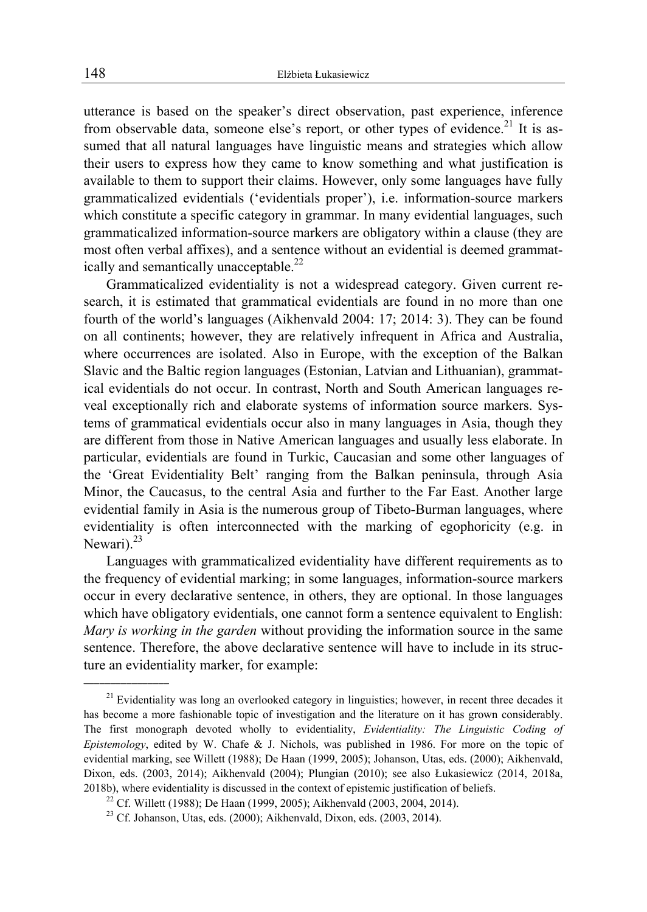utterance is based on the speaker's direct observation, past experience, inference from observable data, someone else's report, or other types of evidence.[21] It is assumed that all natural languages have linguistic means and strategies which allow their users to express how they came to know something and what justification is available to them to support their claims. However, only some languages have fully grammaticalized evidentials ('evidentials proper'), i.e. information-source markers which constitute a specific category in grammar. In many evidential languages, such grammaticalized information-source markers are obligatory within a clause (they are most often verbal affixes), and a sentence without an evidential is deemed grammatically and semantically unacceptable.[22]

Grammaticalized evidentiality is not a widespread category. Given current research, it is estimated that grammatical evidentials are found in no more than one fourth of the world's languages (Aikhenvald 2004: 17; 2014: 3). They can be found on all continents; however, they are relatively infrequent in Africa and Australia, where occurrences are isolated. Also in Europe, with the exception of the Balkan Slavic and the Baltic region languages (Estonian, Latvian and Lithuanian), grammatical evidentials do not occur. In contrast, North and South American languages reveal exceptionally rich and elaborate systems of information source markers. Systems of grammatical evidentials occur also in many languages in Asia, though they are different from those in Native American languages and usually less elaborate. In particular, evidentials are found in Turkic, Caucasian and some other languages of the 'Great Evidentiality Belt' ranging from the Balkan peninsula, through Asia Minor, the Caucasus, to the central Asia and further to the Far East. Another large evidential family in Asia is the numerous group of Tibeto-Burman languages, where evidentiality is often interconnected with the marking of egophoricity (e.g. in Newari).[23]

Languages with grammaticalized evidentiality have different requirements as to the frequency of evidential marking; in some languages, information-source markers occur in every declarative sentence, in others, they are optional. In those languages which have obligatory evidentials, one cannot form a sentence equivalent to English: *Mary is working in the garden* without providing the information source in the same sentence. Therefore, the above declarative sentence will have to include in its structure an evidentiality marker, for example:

---

[21] Evidentiality was long an overlooked category in linguistics; however, in recent three decades it has become a more fashionable topic of investigation and the literature on it has grown considerably. The first monograph devoted wholly to evidentiality, *Evidentiality: The Linguistic Coding of Epistemology*, edited by W. Chafe & J. Nichols, was published in 1986. For more on the topic of evidential marking, see Willett (1988); De Haan (1999, 2005); Johanson, Utas, eds. (2000); Aikhenvald, Dixon, eds. (2003, 2014); Aikhenvald (2004); Plungian (2010); see also Łukasiewicz (2014, 2018a, 2018b), where evidentiality is discussed in the context of epistemic justification of beliefs.

[22] Cf. Willett (1988); De Haan (1999, 2005); Aikhenvald (2003, 2004, 2014).

[23] Cf. Johanson, Utas, eds. (2000); Aikhenvald, Dixon, eds. (2003, 2014).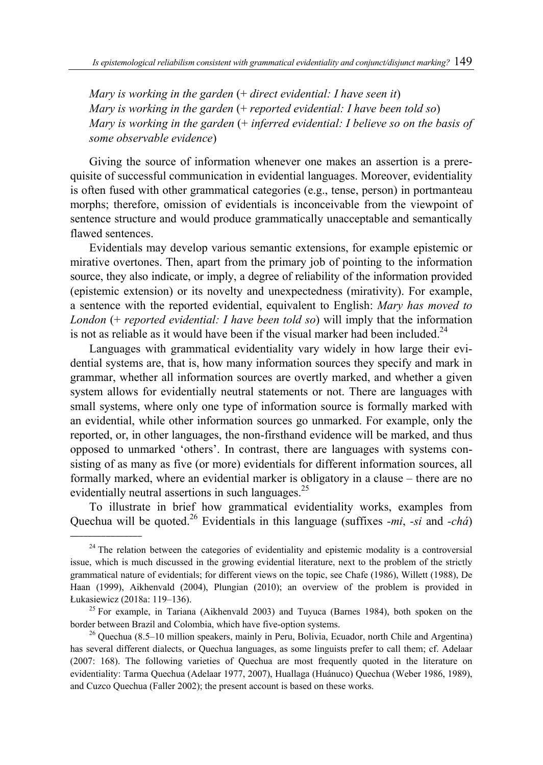*Mary is working in the garden* (+ *direct evidential: I have seen it*)
*Mary is working in the garden* (+ *reported evidential: I have been told so*)
*Mary is working in the garden* (+ *inferred evidential: I believe so on the basis of some observable evidence*)

Giving the source of information whenever one makes an assertion is a prerequisite of successful communication in evidential languages. Moreover, evidentiality is often fused with other grammatical categories (e.g., tense, person) in portmanteau morphs; therefore, omission of evidentials is inconceivable from the viewpoint of sentence structure and would produce grammatically unacceptable and semantically flawed sentences.

Evidentials may develop various semantic extensions, for example epistemic or mirative overtones. Then, apart from the primary job of pointing to the information source, they also indicate, or imply, a degree of reliability of the information provided (epistemic extension) or its novelty and unexpectedness (mirativity). For example, a sentence with the reported evidential, equivalent to English: *Mary has moved to London* (+ *reported evidential: I have been told so*) will imply that the information is not as reliable as it would have been if the visual marker had been included.[24]

Languages with grammatical evidentiality vary widely in how large their evidential systems are, that is, how many information sources they specify and mark in grammar, whether all information sources are overtly marked, and whether a given system allows for evidentially neutral statements or not. There are languages with small systems, where only one type of information source is formally marked with an evidential, while other information sources go unmarked. For example, only the reported, or, in other languages, the non-firsthand evidence will be marked, and thus opposed to unmarked 'others'. In contrast, there are languages with systems consisting of as many as five (or more) evidentials for different information sources, all formally marked, where an evidential marker is obligatory in a clause – there are no evidentially neutral assertions in such languages.[25]

To illustrate in brief how grammatical evidentiality works, examples from Quechua will be quoted.[26] Evidentials in this language (suffixes *-mi*, *-si* and *-chá*)

---

[24] The relation between the categories of evidentiality and epistemic modality is a controversial issue, which is much discussed in the growing evidential literature, next to the problem of the strictly grammatical nature of evidentials; for different views on the topic, see Chafe (1986), Willett (1988), De Haan (1999), Aikhenvald (2004), Plungian (2010); an overview of the problem is provided in Łukasiewicz (2018a: 119–136).

[25] For example, in Tariana (Aikhenvald 2003) and Tuyuca (Barnes 1984), both spoken on the border between Brazil and Colombia, which have five-option systems.

[26] Quechua (8.5–10 million speakers, mainly in Peru, Bolivia, Ecuador, north Chile and Argentina) has several different dialects, or Quechua languages, as some linguists prefer to call them; cf. Adelaar (2007: 168). The following varieties of Quechua are most frequently quoted in the literature on evidentiality: Tarma Quechua (Adelaar 1977, 2007), Huallaga (Huánuco) Quechua (Weber 1986, 1989), and Cuzco Quechua (Faller 2002); the present account is based on these works.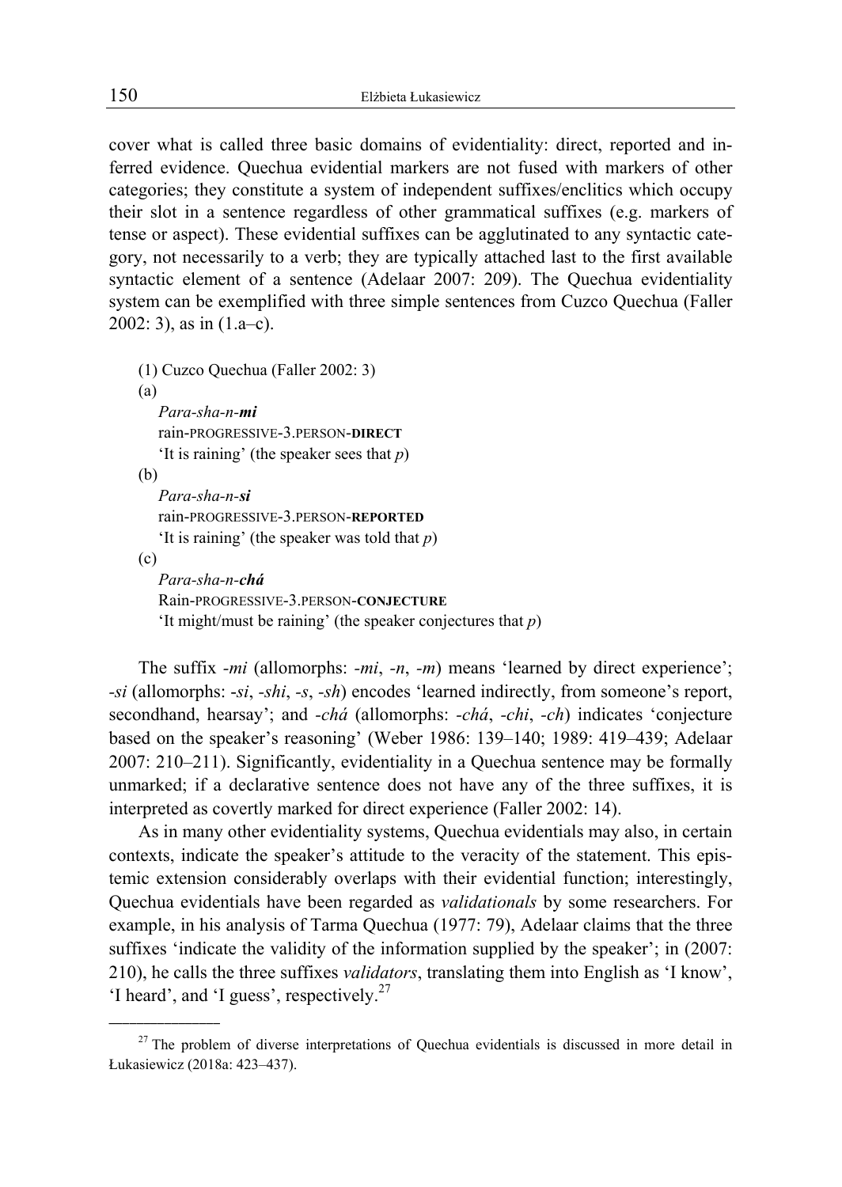cover what is called three basic domains of evidentiality: direct, reported and inferred evidence. Quechua evidential markers are not fused with markers of other categories; they constitute a system of independent suffixes/enclitics which occupy their slot in a sentence regardless of other grammatical suffixes (e.g. markers of tense or aspect). These evidential suffixes can be agglutinated to any syntactic category, not necessarily to a verb; they are typically attached last to the first available syntactic element of a sentence (Adelaar 2007: 209). The Quechua evidentiality system can be exemplified with three simple sentences from Cuzco Quechua (Faller 2002: 3), as in (1.a–c).

(1) Cuzco Quechua (Faller 2002: 3)

(a)

*Para-sha-n-**mi***
rain-PROGRESSIVE-3.PERSON-**DIRECT**
'It is raining' (the speaker sees that *p*)

(b)

*Para-sha-n-**si***
rain-PROGRESSIVE-3.PERSON-**REPORTED**
'It is raining' (the speaker was told that *p*)

(c)

*Para-sha-n-**chá***
Rain-PROGRESSIVE-3.PERSON-**CONJECTURE**
'It might/must be raining' (the speaker conjectures that *p*)

The suffix *-mi* (allomorphs: *-mi*, *-n*, *-m*) means 'learned by direct experience'; *-si* (allomorphs: *-si*, *-shi*, *-s*, *-sh*) encodes 'learned indirectly, from someone's report, secondhand, hearsay'; and *-chá* (allomorphs: *-chá*, *-chi*, *-ch*) indicates 'conjecture based on the speaker's reasoning' (Weber 1986: 139–140; 1989: 419–439; Adelaar 2007: 210–211). Significantly, evidentiality in a Quechua sentence may be formally unmarked; if a declarative sentence does not have any of the three suffixes, it is interpreted as covertly marked for direct experience (Faller 2002: 14).

As in many other evidentiality systems, Quechua evidentials may also, in certain contexts, indicate the speaker's attitude to the veracity of the statement. This epistemic extension considerably overlaps with their evidential function; interestingly, Quechua evidentials have been regarded as *validationals* by some researchers. For example, in his analysis of Tarma Quechua (1977: 79), Adelaar claims that the three suffixes 'indicate the validity of the information supplied by the speaker'; in (2007: 210), he calls the three suffixes *validators*, translating them into English as 'I know', 'I heard', and 'I guess', respectively.[27]

---

[27] The problem of diverse interpretations of Quechua evidentials is discussed in more detail in Łukasiewicz (2018a: 423–437).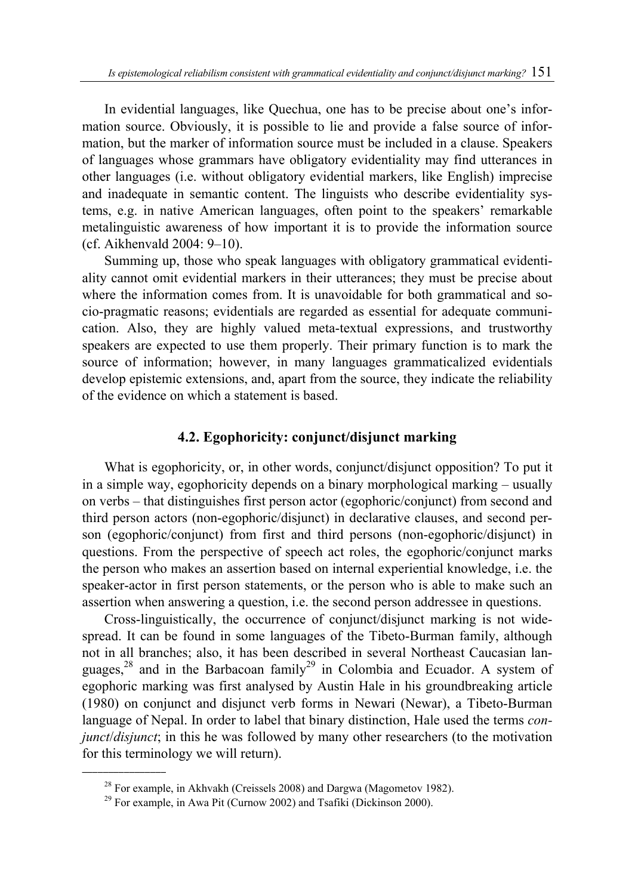In evidential languages, like Quechua, one has to be precise about one's information source. Obviously, it is possible to lie and provide a false source of information, but the marker of information source must be included in a clause. Speakers of languages whose grammars have obligatory evidentiality may find utterances in other languages (i.e. without obligatory evidential markers, like English) imprecise and inadequate in semantic content. The linguists who describe evidentiality systems, e.g. in native American languages, often point to the speakers' remarkable metalinguistic awareness of how important it is to provide the information source (cf. Aikhenvald 2004: 9–10).

Summing up, those who speak languages with obligatory grammatical evidentiality cannot omit evidential markers in their utterances; they must be precise about where the information comes from. It is unavoidable for both grammatical and socio-pragmatic reasons; evidentials are regarded as essential for adequate communication. Also, they are highly valued meta-textual expressions, and trustworthy speakers are expected to use them properly. Their primary function is to mark the source of information; however, in many languages grammaticalized evidentials develop epistemic extensions, and, apart from the source, they indicate the reliability of the evidence on which a statement is based.

### 4.2. Egophoricity: conjunct/disjunct marking

What is egophoricity, or, in other words, conjunct/disjunct opposition? To put it in a simple way, egophoricity depends on a binary morphological marking – usually on verbs – that distinguishes first person actor (egophoric/conjunct) from second and third person actors (non-egophoric/disjunct) in declarative clauses, and second person (egophoric/conjunct) from first and third persons (non-egophoric/disjunct) in questions. From the perspective of speech act roles, the egophoric/conjunct marks the person who makes an assertion based on internal experiential knowledge, i.e. the speaker-actor in first person statements, or the person who is able to make such an assertion when answering a question, i.e. the second person addressee in questions.

Cross-linguistically, the occurrence of conjunct/disjunct marking is not widespread. It can be found in some languages of the Tibeto-Burman family, although not in all branches; also, it has been described in several Northeast Caucasian languages,[28] and in the Barbacoan family[29] in Colombia and Ecuador. A system of egophoric marking was first analysed by Austin Hale in his groundbreaking article (1980) on conjunct and disjunct verb forms in Newari (Newar), a Tibeto-Burman language of Nepal. In order to label that binary distinction, Hale used the terms *conjunct*/*disjunct*; in this he was followed by many other researchers (to the motivation for this terminology we will return).

---

[28] For example, in Akhvakh (Creissels 2008) and Dargwa (Magometov 1982).

[29] For example, in Awa Pit (Curnow 2002) and Tsafiki (Dickinson 2000).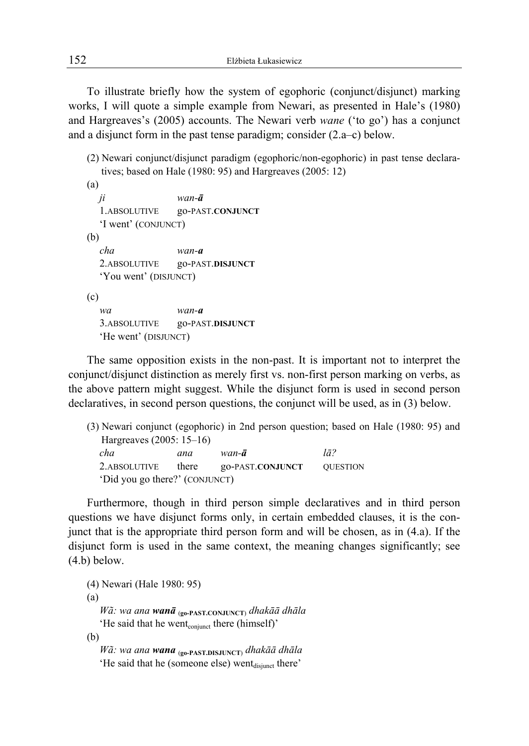To illustrate briefly how the system of egophoric (conjunct/disjunct) marking works, I will quote a simple example from Newari, as presented in Hale's (1980) and Hargreaves's (2005) accounts. The Newari verb *wane* ('to go') has a conjunct and a disjunct form in the past tense paradigm; consider (2.a–c) below.

(2) Newari conjunct/disjunct paradigm (egophoric/non-egophoric) in past tense declaratives; based on Hale (1980: 95) and Hargreaves (2005: 12)

(a)

| *ji* | *wan-**ā*** |
|---|---|
| 1.ABSOLUTIVE | go-PAST.**CONJUNCT** |

'I went' (CONJUNCT)

(b)

| *cha* | *wan-**a*** |
|---|---|
| 2.ABSOLUTIVE | go-PAST.**DISJUNCT** |

'You went' (DISJUNCT)

(c)

| *wa* | *wan-**a*** |
|---|---|
| 3.ABSOLUTIVE | go-PAST.**DISJUNCT** |

'He went' (DISJUNCT)

The same opposition exists in the non-past. It is important not to interpret the conjunct/disjunct distinction as merely first vs. non-first person marking on verbs, as the above pattern might suggest. While the disjunct form is used in second person declaratives, in second person questions, the conjunct will be used, as in (3) below.

(3) Newari conjunct (egophoric) in 2nd person question; based on Hale (1980: 95) and Hargreaves (2005: 15–16)

| *cha* | *ana* | *wan-**ā*** | *lā?* |
|---|---|---|---|
| 2.ABSOLUTIVE | there | go-PAST.**CONJUNCT** | QUESTION |

'Did you go there?' (CONJUNCT)

Furthermore, though in third person simple declaratives and in third person questions we have disjunct forms only, in certain embedded clauses, it is the conjunct that is the appropriate third person form and will be chosen, as in (4.a). If the disjunct form is used in the same context, the meaning changes significantly; see (4.b) below.

(4) Newari (Hale 1980: 95)

(a)

*Wã: wa ana* ***wanā*** (**go-PAST.CONJUNCT**) *dhakāā dhāla*

'He said that he went$_{\text{conjunct}}$ there (himself)'

(b)

*Wã: wa ana* ***wana*** (**go-PAST.DISJUNCT**) *dhakāā dhāla*

'He said that he (someone else) went$_{\text{disjunct}}$ there'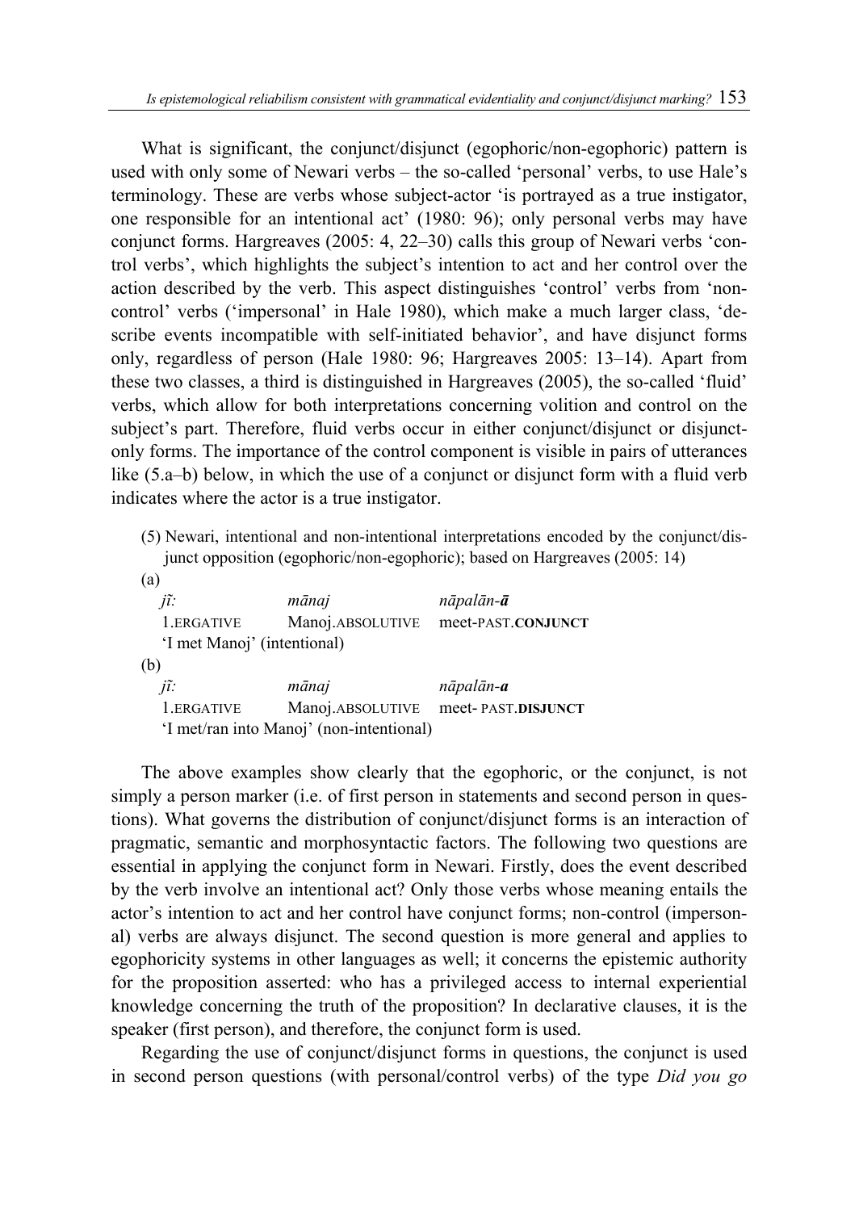What is significant, the conjunct/disjunct (egophoric/non-egophoric) pattern is used with only some of Newari verbs – the so-called 'personal' verbs, to use Hale's terminology. These are verbs whose subject-actor 'is portrayed as a true instigator, one responsible for an intentional act' (1980: 96); only personal verbs may have conjunct forms. Hargreaves (2005: 4, 22–30) calls this group of Newari verbs 'control verbs', which highlights the subject's intention to act and her control over the action described by the verb. This aspect distinguishes 'control' verbs from 'non-control' verbs ('impersonal' in Hale 1980), which make a much larger class, 'describe events incompatible with self-initiated behavior', and have disjunct forms only, regardless of person (Hale 1980: 96; Hargreaves 2005: 13–14). Apart from these two classes, a third is distinguished in Hargreaves (2005), the so-called 'fluid' verbs, which allow for both interpretations concerning volition and control on the subject's part. Therefore, fluid verbs occur in either conjunct/disjunct or disjunct-only forms. The importance of the control component is visible in pairs of utterances like (5.a–b) below, in which the use of a conjunct or disjunct form with a fluid verb indicates where the actor is a true instigator.

(5) Newari, intentional and non-intentional interpretations encoded by the conjunct/disjunct opposition (egophoric/non-egophoric); based on Hargreaves (2005: 14)

(a)

| *jĩ:* | *mānaj* | *nāpalān-**ā*** |
|---|---|---|
| 1.ERGATIVE | Manoj.ABSOLUTIVE | meet-PAST.**CONJUNCT** |

'I met Manoj' (intentional)

(b)

| *jĩ:* | *mānaj* | *nāpalān-**a*** |
|---|---|---|
| 1.ERGATIVE | Manoj.ABSOLUTIVE | meet- PAST.**DISJUNCT** |

'I met/ran into Manoj' (non-intentional)

The above examples show clearly that the egophoric, or the conjunct, is not simply a person marker (i.e. of first person in statements and second person in questions). What governs the distribution of conjunct/disjunct forms is an interaction of pragmatic, semantic and morphosyntactic factors. The following two questions are essential in applying the conjunct form in Newari. Firstly, does the event described by the verb involve an intentional act? Only those verbs whose meaning entails the actor's intention to act and her control have conjunct forms; non-control (impersonal) verbs are always disjunct. The second question is more general and applies to egophoricity systems in other languages as well; it concerns the epistemic authority for the proposition asserted: who has a privileged access to internal experiential knowledge concerning the truth of the proposition? In declarative clauses, it is the speaker (first person), and therefore, the conjunct form is used.

Regarding the use of conjunct/disjunct forms in questions, the conjunct is used in second person questions (with personal/control verbs) of the type *Did you go*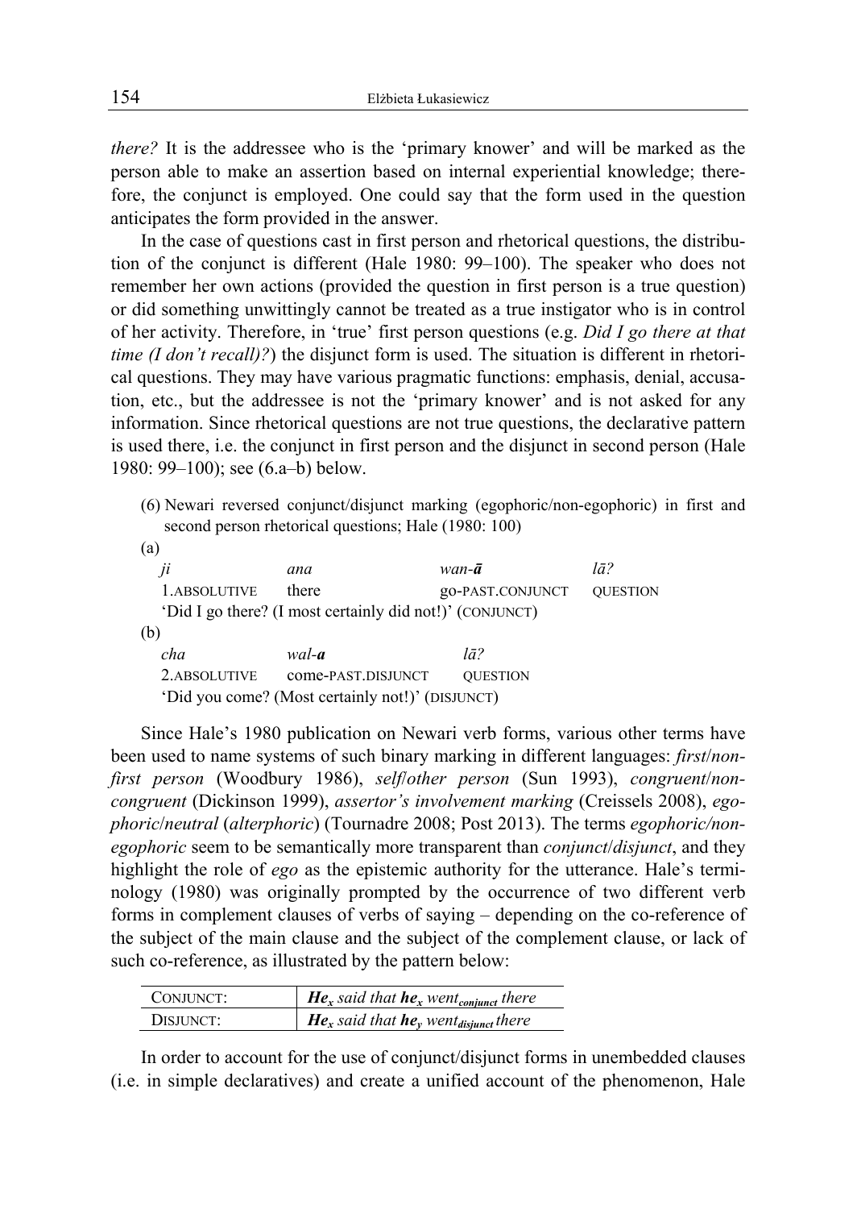*there?* It is the addressee who is the 'primary knower' and will be marked as the person able to make an assertion based on internal experiential knowledge; therefore, the conjunct is employed. One could say that the form used in the question anticipates the form provided in the answer.

In the case of questions cast in first person and rhetorical questions, the distribution of the conjunct is different (Hale 1980: 99–100). The speaker who does not remember her own actions (provided the question in first person is a true question) or did something unwittingly cannot be treated as a true instigator who is in control of her activity. Therefore, in 'true' first person questions (e.g. *Did I go there at that time (I don't recall)?*) the disjunct form is used. The situation is different in rhetorical questions. They may have various pragmatic functions: emphasis, denial, accusation, etc., but the addressee is not the 'primary knower' and is not asked for any information. Since rhetorical questions are not true questions, the declarative pattern is used there, i.e. the conjunct in first person and the disjunct in second person (Hale 1980: 99–100); see (6.a–b) below.

(6) Newari reversed conjunct/disjunct marking (egophoric/non-egophoric) in first and second person rhetorical questions; Hale (1980: 100)

(a)

| *ji* | *ana* | *wan-**ā*** | *lā?* |
|---|---|---|---|
| 1.ABSOLUTIVE | there | go-PAST.CONJUNCT | QUESTION |

'Did I go there? (I most certainly did not!)' (CONJUNCT)

(b)

| *cha* | *wal-**a*** | *lā?* |
|---|---|---|
| 2.ABSOLUTIVE | come-PAST.DISJUNCT | QUESTION |

'Did you come? (Most certainly not!)' (DISJUNCT)

Since Hale's 1980 publication on Newari verb forms, various other terms have been used to name systems of such binary marking in different languages: *first/non-first person* (Woodbury 1986), *self/other person* (Sun 1993), *congruent/non-congruent* (Dickinson 1999), *assertor's involvement marking* (Creissels 2008), *egophoric/neutral* (*alterphoric*) (Tournadre 2008; Post 2013). The terms *egophoric/non-egophoric* seem to be semantically more transparent than *conjunct/disjunct*, and they highlight the role of *ego* as the epistemic authority for the utterance. Hale's terminology (1980) was originally prompted by the occurrence of two different verb forms in complement clauses of verbs of saying – depending on the co-reference of the subject of the main clause and the subject of the complement clause, or lack of such co-reference, as illustrated by the pattern below:

| | |
|---|---|
| CONJUNCT: | ***He**$_x$ said that **he**$_x$ went$_{conjunct}$ there* |
| DISJUNCT: | ***He**$_x$ said that **he**$_y$ went$_{disjunct}$ there* |

In order to account for the use of conjunct/disjunct forms in unembedded clauses (i.e. in simple declaratives) and create a unified account of the phenomenon, Hale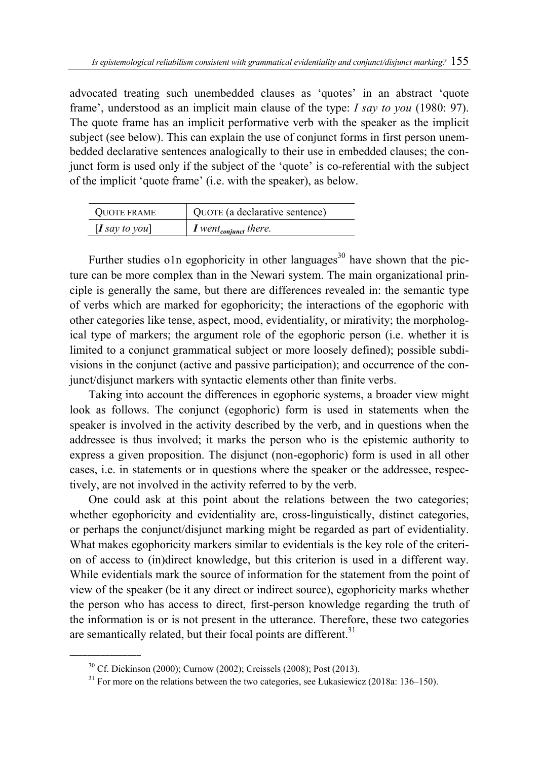advocated treating such unembedded clauses as 'quotes' in an abstract 'quote frame', understood as an implicit main clause of the type: *I say to you* (1980: 97). The quote frame has an implicit performative verb with the speaker as the implicit subject (see below). This can explain the use of conjunct forms in first person unembedded declarative sentences analogically to their use in embedded clauses; the conjunct form is used only if the subject of the 'quote' is co-referential with the subject of the implicit 'quote frame' (i.e. with the speaker), as below.

| QUOTE FRAME | QUOTE (a declarative sentence) |
|---|---|
| [***I*** *say to you*] | ***I*** *went*$_{conjunct}$ *there.* |

Further studies o1n egophoricity in other languages[30] have shown that the picture can be more complex than in the Newari system. The main organizational principle is generally the same, but there are differences revealed in: the semantic type of verbs which are marked for egophoricity; the interactions of the egophoric with other categories like tense, aspect, mood, evidentiality, or mirativity; the morphological type of markers; the argument role of the egophoric person (i.e. whether it is limited to a conjunct grammatical subject or more loosely defined); possible subdivisions in the conjunct (active and passive participation); and occurrence of the conjunct/disjunct markers with syntactic elements other than finite verbs.

Taking into account the differences in egophoric systems, a broader view might look as follows. The conjunct (egophoric) form is used in statements when the speaker is involved in the activity described by the verb, and in questions when the addressee is thus involved; it marks the person who is the epistemic authority to express a given proposition. The disjunct (non-egophoric) form is used in all other cases, i.e. in statements or in questions where the speaker or the addressee, respectively, are not involved in the activity referred to by the verb.

One could ask at this point about the relations between the two categories; whether egophoricity and evidentiality are, cross-linguistically, distinct categories, or perhaps the conjunct/disjunct marking might be regarded as part of evidentiality. What makes egophoricity markers similar to evidentials is the key role of the criterion of access to (in)direct knowledge, but this criterion is used in a different way. While evidentials mark the source of information for the statement from the point of view of the speaker (be it any direct or indirect source), egophoricity marks whether the person who has access to direct, first-person knowledge regarding the truth of the information is or is not present in the utterance. Therefore, these two categories are semantically related, but their focal points are different.[31]

---

[30] Cf. Dickinson (2000); Curnow (2002); Creissels (2008); Post (2013).

[31] For more on the relations between the two categories, see Łukasiewicz (2018a: 136–150).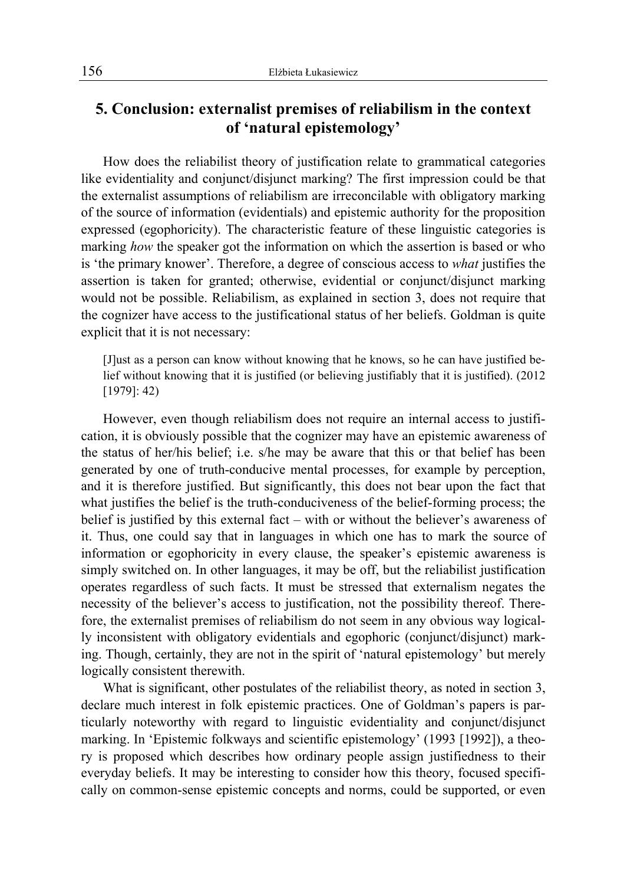## 5. Conclusion: externalist premises of reliabilism in the context of 'natural epistemology'

How does the reliabilist theory of justification relate to grammatical categories like evidentiality and conjunct/disjunct marking? The first impression could be that the externalist assumptions of reliabilism are irreconcilable with obligatory marking of the source of information (evidentials) and epistemic authority for the proposition expressed (egophoricity). The characteristic feature of these linguistic categories is marking *how* the speaker got the information on which the assertion is based or who is 'the primary knower'. Therefore, a degree of conscious access to *what* justifies the assertion is taken for granted; otherwise, evidential or conjunct/disjunct marking would not be possible. Reliabilism, as explained in section 3, does not require that the cognizer have access to the justificational status of her beliefs. Goldman is quite explicit that it is not necessary:

> [J]ust as a person can know without knowing that he knows, so he can have justified belief without knowing that it is justified (or believing justifiably that it is justified). (2012 [1979]: 42)

However, even though reliabilism does not require an internal access to justification, it is obviously possible that the cognizer may have an epistemic awareness of the status of her/his belief; i.e. s/he may be aware that this or that belief has been generated by one of truth-conducive mental processes, for example by perception, and it is therefore justified. But significantly, this does not bear upon the fact that what justifies the belief is the truth-conduciveness of the belief-forming process; the belief is justified by this external fact – with or without the believer's awareness of it. Thus, one could say that in languages in which one has to mark the source of information or egophoricity in every clause, the speaker's epistemic awareness is simply switched on. In other languages, it may be off, but the reliabilist justification operates regardless of such facts. It must be stressed that externalism negates the necessity of the believer's access to justification, not the possibility thereof. Therefore, the externalist premises of reliabilism do not seem in any obvious way logically inconsistent with obligatory evidentials and egophoric (conjunct/disjunct) marking. Though, certainly, they are not in the spirit of 'natural epistemology' but merely logically consistent therewith.

What is significant, other postulates of the reliabilist theory, as noted in section 3, declare much interest in folk epistemic practices. One of Goldman's papers is particularly noteworthy with regard to linguistic evidentiality and conjunct/disjunct marking. In 'Epistemic folkways and scientific epistemology' (1993 [1992]), a theory is proposed which describes how ordinary people assign justifiedness to their everyday beliefs. It may be interesting to consider how this theory, focused specifically on common-sense epistemic concepts and norms, could be supported, or even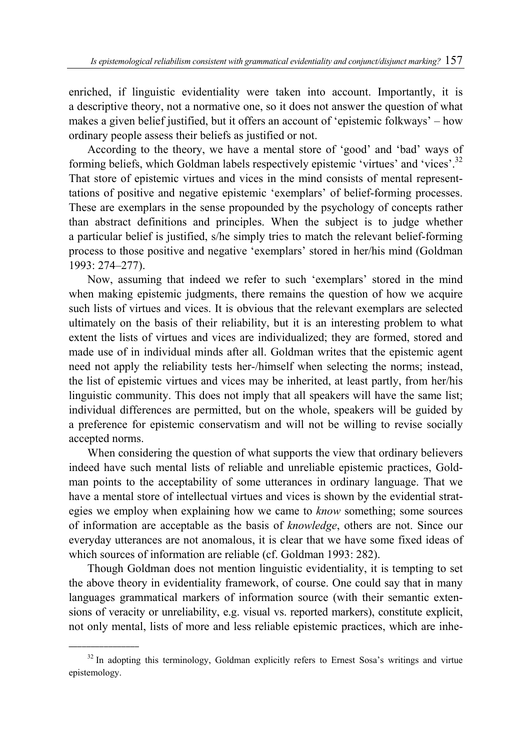enriched, if linguistic evidentiality were taken into account. Importantly, it is a descriptive theory, not a normative one, so it does not answer the question of what makes a given belief justified, but it offers an account of 'epistemic folkways' – how ordinary people assess their beliefs as justified or not.

According to the theory, we have a mental store of 'good' and 'bad' ways of forming beliefs, which Goldman labels respectively epistemic 'virtues' and 'vices'.[32] That store of epistemic virtues and vices in the mind consists of mental representtations of positive and negative epistemic 'exemplars' of belief-forming processes. These are exemplars in the sense propounded by the psychology of concepts rather than abstract definitions and principles. When the subject is to judge whether a particular belief is justified, s/he simply tries to match the relevant belief-forming process to those positive and negative 'exemplars' stored in her/his mind (Goldman 1993: 274–277).

Now, assuming that indeed we refer to such 'exemplars' stored in the mind when making epistemic judgments, there remains the question of how we acquire such lists of virtues and vices. It is obvious that the relevant exemplars are selected ultimately on the basis of their reliability, but it is an interesting problem to what extent the lists of virtues and vices are individualized; they are formed, stored and made use of in individual minds after all. Goldman writes that the epistemic agent need not apply the reliability tests her-/himself when selecting the norms; instead, the list of epistemic virtues and vices may be inherited, at least partly, from her/his linguistic community. This does not imply that all speakers will have the same list; individual differences are permitted, but on the whole, speakers will be guided by a preference for epistemic conservatism and will not be willing to revise socially accepted norms.

When considering the question of what supports the view that ordinary believers indeed have such mental lists of reliable and unreliable epistemic practices, Goldman points to the acceptability of some utterances in ordinary language. That we have a mental store of intellectual virtues and vices is shown by the evidential strategies we employ when explaining how we came to *know* something; some sources of information are acceptable as the basis of *knowledge*, others are not. Since our everyday utterances are not anomalous, it is clear that we have some fixed ideas of which sources of information are reliable (cf. Goldman 1993: 282).

Though Goldman does not mention linguistic evidentiality, it is tempting to set the above theory in evidentiality framework, of course. One could say that in many languages grammatical markers of information source (with their semantic extensions of veracity or unreliability, e.g. visual vs. reported markers), constitute explicit, not only mental, lists of more and less reliable epistemic practices, which are inhe-

---

[32] In adopting this terminology, Goldman explicitly refers to Ernest Sosa's writings and virtue epistemology.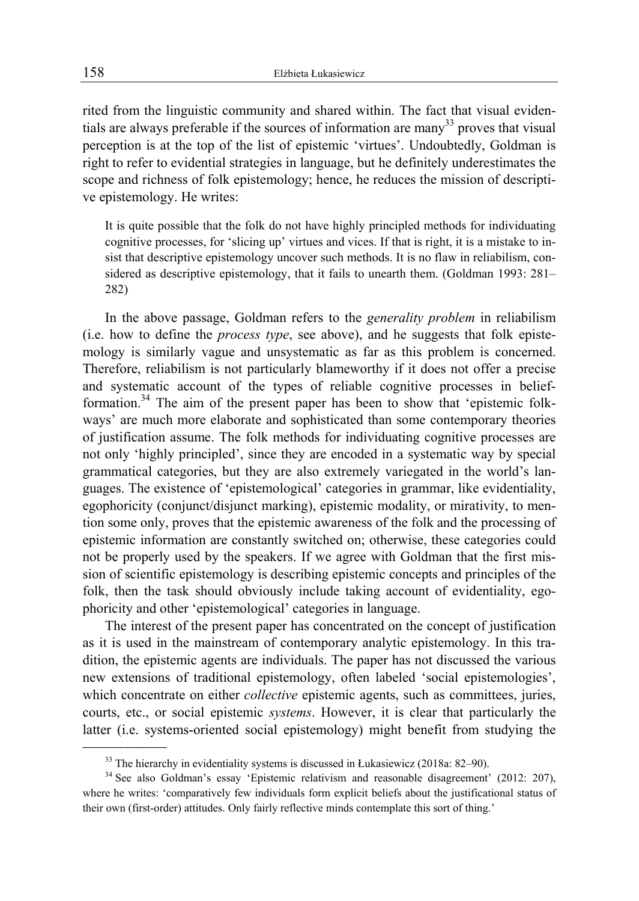rited from the linguistic community and shared within. The fact that visual evidentials are always preferable if the sources of information are many[33] proves that visual perception is at the top of the list of epistemic 'virtues'. Undoubtedly, Goldman is right to refer to evidential strategies in language, but he definitely underestimates the scope and richness of folk epistemology; hence, he reduces the mission of descriptive epistemology. He writes:

> It is quite possible that the folk do not have highly principled methods for individuating cognitive processes, for 'slicing up' virtues and vices. If that is right, it is a mistake to insist that descriptive epistemology uncover such methods. It is no flaw in reliabilism, considered as descriptive epistemology, that it fails to unearth them. (Goldman 1993: 281–282)

In the above passage, Goldman refers to the *generality problem* in reliabilism (i.e. how to define the *process type*, see above), and he suggests that folk epistemology is similarly vague and unsystematic as far as this problem is concerned. Therefore, reliabilism is not particularly blameworthy if it does not offer a precise and systematic account of the types of reliable cognitive processes in belief-formation.[34] The aim of the present paper has been to show that 'epistemic folkways' are much more elaborate and sophisticated than some contemporary theories of justification assume. The folk methods for individuating cognitive processes are not only 'highly principled', since they are encoded in a systematic way by special grammatical categories, but they are also extremely variegated in the world's languages. The existence of 'epistemological' categories in grammar, like evidentiality, egophoricity (conjunct/disjunct marking), epistemic modality, or mirativity, to mention some only, proves that the epistemic awareness of the folk and the processing of epistemic information are constantly switched on; otherwise, these categories could not be properly used by the speakers. If we agree with Goldman that the first mission of scientific epistemology is describing epistemic concepts and principles of the folk, then the task should obviously include taking account of evidentiality, egophoricity and other 'epistemological' categories in language.

The interest of the present paper has concentrated on the concept of justification as it is used in the mainstream of contemporary analytic epistemology. In this tradition, the epistemic agents are individuals. The paper has not discussed the various new extensions of traditional epistemology, often labeled 'social epistemologies', which concentrate on either *collective* epistemic agents, such as committees, juries, courts, etc., or social epistemic *systems*. However, it is clear that particularly the latter (i.e. systems-oriented social epistemology) might benefit from studying the

---

[33] The hierarchy in evidentiality systems is discussed in Łukasiewicz (2018a: 82–90).

[34] See also Goldman's essay 'Epistemic relativism and reasonable disagreement' (2012: 207), where he writes: 'comparatively few individuals form explicit beliefs about the justificational status of their own (first-order) attitudes. Only fairly reflective minds contemplate this sort of thing.'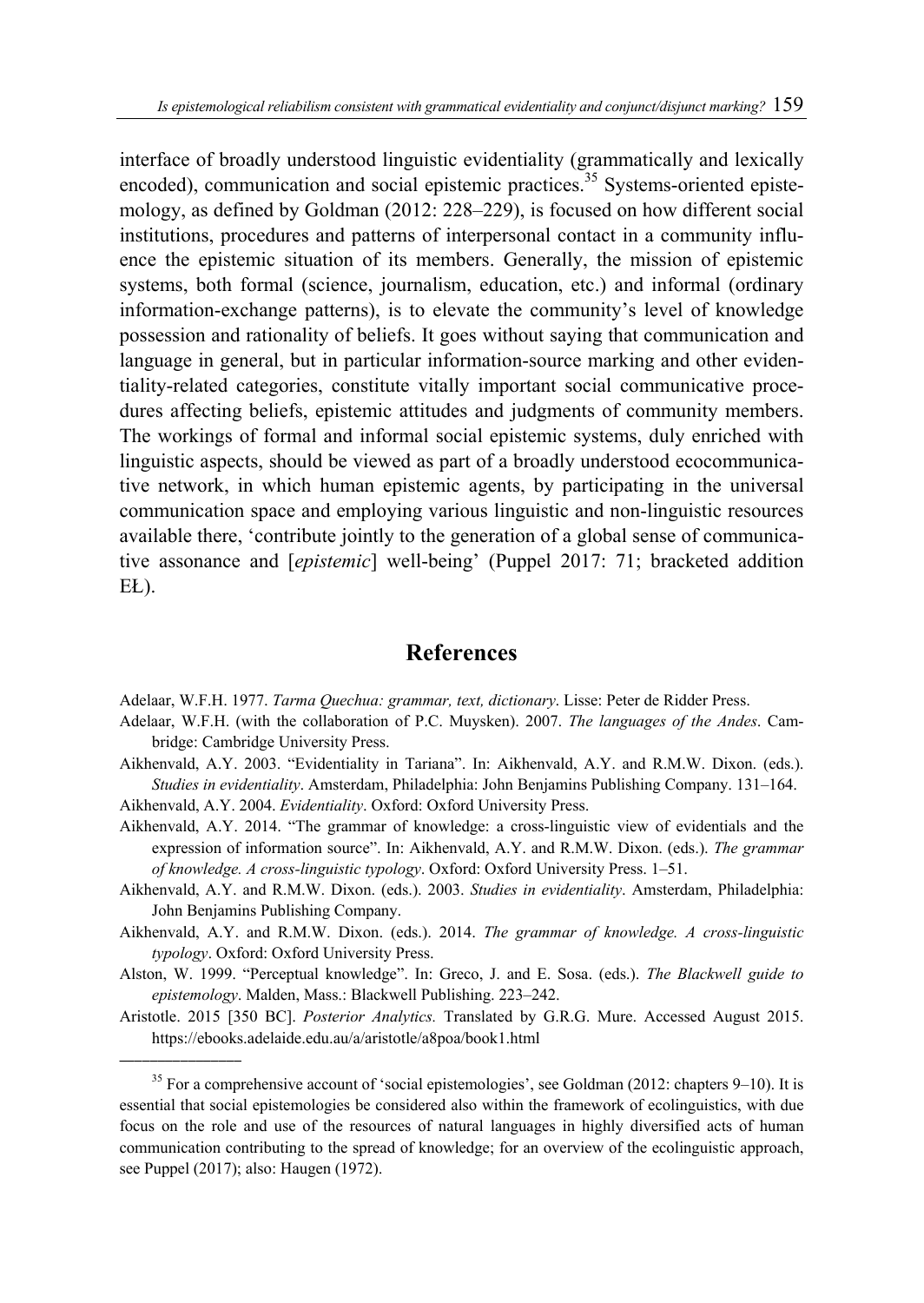interface of broadly understood linguistic evidentiality (grammatically and lexically encoded), communication and social epistemic practices.[35] Systems-oriented epistemology, as defined by Goldman (2012: 228–229), is focused on how different social institutions, procedures and patterns of interpersonal contact in a community influence the epistemic situation of its members. Generally, the mission of epistemic systems, both formal (science, journalism, education, etc.) and informal (ordinary information-exchange patterns), is to elevate the community's level of knowledge possession and rationality of beliefs. It goes without saying that communication and language in general, but in particular information-source marking and other evidentiality-related categories, constitute vitally important social communicative procedures affecting beliefs, epistemic attitudes and judgments of community members. The workings of formal and informal social epistemic systems, duly enriched with linguistic aspects, should be viewed as part of a broadly understood ecocommunicative network, in which human epistemic agents, by participating in the universal communication space and employing various linguistic and non-linguistic resources available there, 'contribute jointly to the generation of a global sense of communicative assonance and [*epistemic*] well-being' (Puppel 2017: 71; bracketed addition EŁ).

## References

Adelaar, W.F.H. 1977. *Tarma Quechua: grammar, text, dictionary*. Lisse: Peter de Ridder Press.

Adelaar, W.F.H. (with the collaboration of P.C. Muysken). 2007. *The languages of the Andes*. Cambridge: Cambridge University Press.

Aikhenvald, A.Y. 2003. "Evidentiality in Tariana". In: Aikhenvald, A.Y. and R.M.W. Dixon. (eds.). *Studies in evidentiality*. Amsterdam, Philadelphia: John Benjamins Publishing Company. 131–164.

Aikhenvald, A.Y. 2004. *Evidentiality*. Oxford: Oxford University Press.

Aikhenvald, A.Y. 2014. "The grammar of knowledge: a cross-linguistic view of evidentials and the expression of information source". In: Aikhenvald, A.Y. and R.M.W. Dixon. (eds.). *The grammar of knowledge. A cross-linguistic typology*. Oxford: Oxford University Press. 1–51.

Aikhenvald, A.Y. and R.M.W. Dixon. (eds.). 2003. *Studies in evidentiality*. Amsterdam, Philadelphia: John Benjamins Publishing Company.

Aikhenvald, A.Y. and R.M.W. Dixon. (eds.). 2014. *The grammar of knowledge. A cross-linguistic typology*. Oxford: Oxford University Press.

Alston, W. 1999. "Perceptual knowledge". In: Greco, J. and E. Sosa. (eds.). *The Blackwell guide to epistemology*. Malden, Mass.: Blackwell Publishing. 223–242.

Aristotle. 2015 [350 BC]. *Posterior Analytics.* Translated by G.R.G. Mure. Accessed August 2015. https://ebooks.adelaide.edu.au/a/aristotle/a8poa/book1.html

---

[35] For a comprehensive account of 'social epistemologies', see Goldman (2012: chapters 9–10). It is essential that social epistemologies be considered also within the framework of ecolinguistics, with due focus on the role and use of the resources of natural languages in highly diversified acts of human communication contributing to the spread of knowledge; for an overview of the ecolinguistic approach, see Puppel (2017); also: Haugen (1972).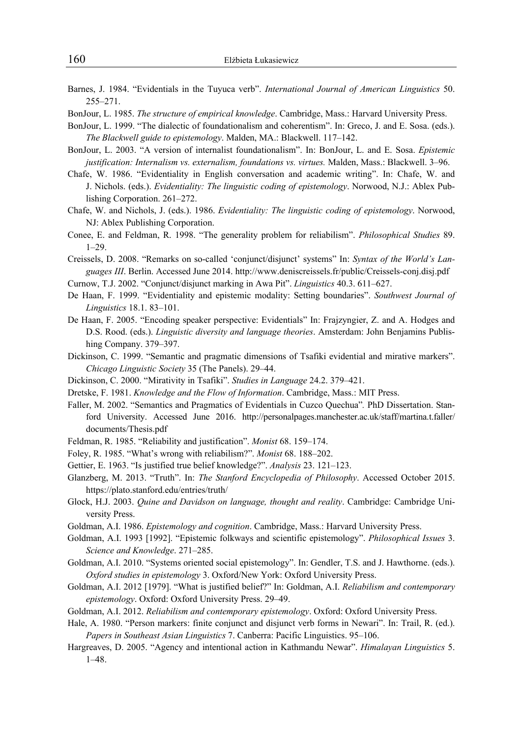Barnes, J. 1984. "Evidentials in the Tuyuca verb". *International Journal of American Linguistics* 50. 255–271.

BonJour, L. 1985. *The structure of empirical knowledge*. Cambridge, Mass.: Harvard University Press.

BonJour, L. 1999. "The dialectic of foundationalism and coherentism". In: Greco, J. and E. Sosa. (eds.). *The Blackwell guide to epistemology*. Malden, MA.: Blackwell. 117–142.

BonJour, L. 2003. "A version of internalist foundationalism". In: BonJour, L. and E. Sosa. *Epistemic justification: Internalism vs. externalism, foundations vs. virtues.* Malden, Mass.: Blackwell. 3–96.

Chafe, W. 1986. "Evidentiality in English conversation and academic writing". In: Chafe, W. and J. Nichols. (eds.). *Evidentiality: The linguistic coding of epistemology*. Norwood, N.J.: Ablex Publishing Corporation. 261–272.

Chafe, W. and Nichols, J. (eds.). 1986. *Evidentiality: The linguistic coding of epistemology*. Norwood, NJ: Ablex Publishing Corporation.

Conee, E. and Feldman, R. 1998. "The generality problem for reliabilism". *Philosophical Studies* 89. 1–29.

Creissels, D. 2008. "Remarks on so-called 'conjunct/disjunct' systems" In: *Syntax of the World's Languages III*. Berlin. Accessed June 2014. http://www.deniscreissels.fr/public/Creissels-conj.disj.pdf

Curnow, T.J. 2002. "Conjunct/disjunct marking in Awa Pit". *Linguistics* 40.3. 611–627.

De Haan, F. 1999. "Evidentiality and epistemic modality: Setting boundaries". *Southwest Journal of Linguistics* 18.1. 83–101.

De Haan, F. 2005. "Encoding speaker perspective: Evidentials" In: Frajzyngier, Z. and A. Hodges and D.S. Rood. (eds.). *Linguistic diversity and language theories*. Amsterdam: John Benjamins Publishing Company. 379–397.

Dickinson, C. 1999. "Semantic and pragmatic dimensions of Tsafiki evidential and mirative markers". *Chicago Linguistic Society* 35 (The Panels). 29–44.

Dickinson, C. 2000. "Mirativity in Tsafiki". *Studies in Language* 24.2. 379–421.

Dretske, F. 1981. *Knowledge and the Flow of Information*. Cambridge, Mass.: MIT Press.

Faller, M. 2002. "Semantics and Pragmatics of Evidentials in Cuzco Quechua"*.* PhD Dissertation. Stanford University. Accessed June 2016. http://personalpages.manchester.ac.uk/staff/martina.t.faller/documents/Thesis.pdf

Feldman, R. 1985. "Reliability and justification". *Monist* 68. 159–174.

Foley, R. 1985. "What's wrong with reliabilism?". *Monist* 68. 188–202.

Gettier, E. 1963. "Is justified true belief knowledge?". *Analysis* 23. 121–123.

Glanzberg, M. 2013. "Truth". In: *The Stanford Encyclopedia of Philosophy*. Accessed October 2015. https://plato.stanford.edu/entries/truth/

Glock, H.J. 2003. *Quine and Davidson on language, thought and reality*. Cambridge: Cambridge University Press.

Goldman, A.I. 1986. *Epistemology and cognition*. Cambridge, Mass.: Harvard University Press.

Goldman, A.I. 1993 [1992]. "Epistemic folkways and scientific epistemology". *Philosophical Issues* 3. *Science and Knowledge*. 271–285.

Goldman, A.I. 2010. "Systems oriented social epistemology". In: Gendler, T.S. and J. Hawthorne. (eds.). *Oxford studies in epistemology* 3. Oxford/New York: Oxford University Press.

Goldman, A.I. 2012 [1979]. "What is justified belief?" In: Goldman, A.I. *Reliabilism and contemporary epistemology*. Oxford: Oxford University Press. 29–49.

Goldman, A.I. 2012. *Reliabilism and contemporary epistemology*. Oxford: Oxford University Press.

Hale, A. 1980. "Person markers: finite conjunct and disjunct verb forms in Newari". In: Trail, R. (ed.). *Papers in Southeast Asian Linguistics* 7. Canberra: Pacific Linguistics. 95–106.

Hargreaves, D. 2005. "Agency and intentional action in Kathmandu Newar". *Himalayan Linguistics* 5. 1–48.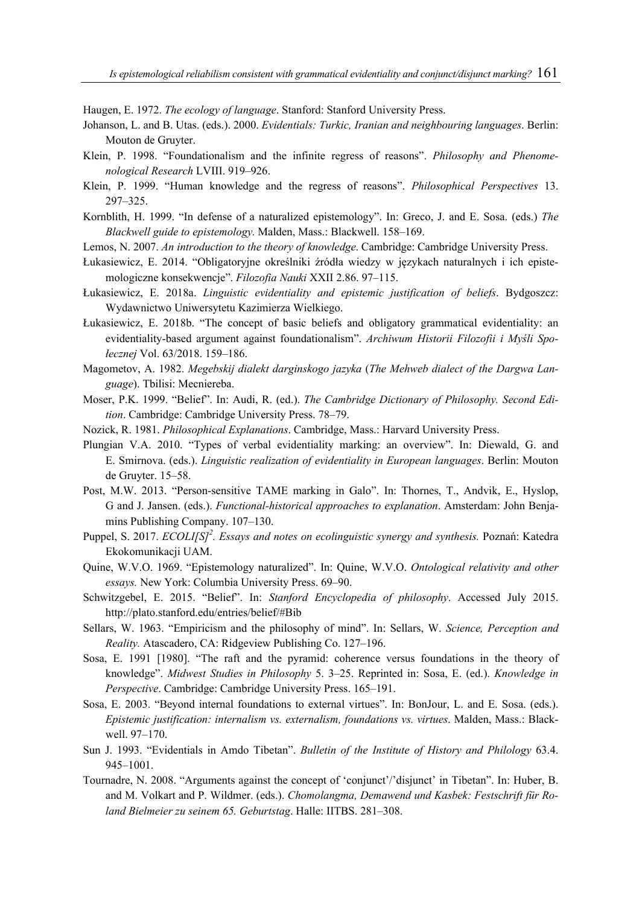Haugen, E. 1972. *The ecology of language*. Stanford: Stanford University Press.

Johanson, L. and B. Utas. (eds.). 2000. *Evidentials: Turkic, Iranian and neighbouring languages*. Berlin: Mouton de Gruyter.

Klein, P. 1998. "Foundationalism and the infinite regress of reasons". *Philosophy and Phenomenological Research* LVIII. 919–926.

Klein, P. 1999. "Human knowledge and the regress of reasons". *Philosophical Perspectives* 13. 297–325.

Kornblith, H. 1999. "In defense of a naturalized epistemology". In: Greco, J. and E. Sosa. (eds.) *The Blackwell guide to epistemology.* Malden, Mass.: Blackwell. 158–169.

Lemos, N. 2007. *An introduction to the theory of knowledge*. Cambridge: Cambridge University Press.

Łukasiewicz, E. 2014. "Obligatoryjne określniki źródła wiedzy w językach naturalnych i ich epistemologiczne konsekwencje". *Filozofia Nauki* XXII 2.86. 97–115.

Łukasiewicz, E. 2018a. *Linguistic evidentiality and epistemic justification of beliefs*. Bydgoszcz: Wydawnictwo Uniwersytetu Kazimierza Wielkiego.

Łukasiewicz, E. 2018b. "The concept of basic beliefs and obligatory grammatical evidentiality: an evidentiality-based argument against foundationalism". *Archiwum Historii Filozofii i Myśli Społecznej* Vol. 63/2018. 159–186.

Magometov, A. 1982. *Megebskij dialekt darginskogo jazyka* (*The Mehweb dialect of the Dargwa Language*). Tbilisi: Mecniereba.

Moser, P.K. 1999. "Belief". In: Audi, R. (ed.). *The Cambridge Dictionary of Philosophy. Second Edition*. Cambridge: Cambridge University Press. 78–79.

Nozick, R. 1981. *Philosophical Explanations*. Cambridge, Mass.: Harvard University Press.

Plungian V.A. 2010. "Types of verbal evidentiality marking: an overview". In: Diewald, G. and E. Smirnova. (eds.). *Linguistic realization of evidentiality in European languages*. Berlin: Mouton de Gruyter. 15–58.

Post, M.W. 2013. "Person-sensitive TAME marking in Galo". In: Thornes, T., Andvik, E., Hyslop, G and J. Jansen. (eds.). *Functional-historical approaches to explanation*. Amsterdam: John Benjamins Publishing Company. 107–130.

Puppel, S. 2017. *ECOLI[S]$^2$. Essays and notes on ecolinguistic synergy and synthesis.* Poznań: Katedra Ekokomunikacji UAM.

Quine, W.V.O. 1969. "Epistemology naturalized". In: Quine, W.V.O. *Ontological relativity and other essays.* New York: Columbia University Press. 69–90.

Schwitzgebel, E. 2015. "Belief". In: *Stanford Encyclopedia of philosophy*. Accessed July 2015. http://plato.stanford.edu/entries/belief/#Bib

Sellars, W. 1963. "Empiricism and the philosophy of mind". In: Sellars, W. *Science, Perception and Reality.* Atascadero, CA: Ridgeview Publishing Co. 127–196.

Sosa, E. 1991 [1980]. "The raft and the pyramid: coherence versus foundations in the theory of knowledge". *Midwest Studies in Philosophy* 5. 3–25. Reprinted in: Sosa, E. (ed.). *Knowledge in Perspective*. Cambridge: Cambridge University Press. 165–191.

Sosa, E. 2003. "Beyond internal foundations to external virtues". In: BonJour, L. and E. Sosa. (eds.). *Epistemic justification: internalism vs. externalism, foundations vs. virtues*. Malden, Mass.: Blackwell. 97–170.

Sun J. 1993. "Evidentials in Amdo Tibetan". *Bulletin of the Institute of History and Philology* 63.4. 945–1001.

Tournadre, N. 2008. "Arguments against the concept of 'conjunct'/'disjunct' in Tibetan". In: Huber, B. and M. Volkart and P. Wildmer. (eds.). *Chomolangma, Demawend und Kasbek: Festschrift für Roland Bielmeier zu seinem 65. Geburtstag*. Halle: IITBS. 281–308.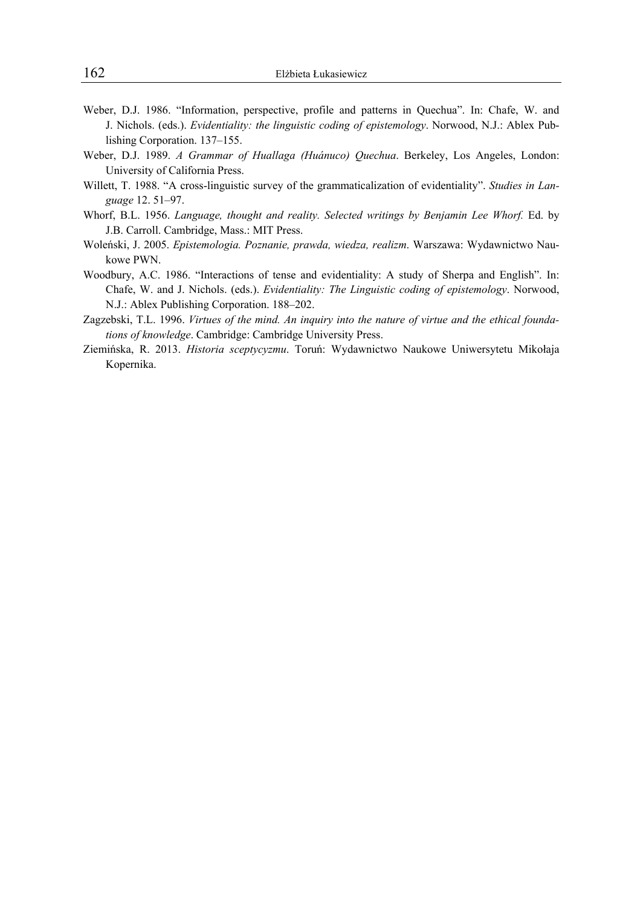Weber, D.J. 1986. "Information, perspective, profile and patterns in Quechua". In: Chafe, W. and J. Nichols. (eds.). *Evidentiality: the linguistic coding of epistemology*. Norwood, N.J.: Ablex Publishing Corporation. 137–155.

Weber, D.J. 1989. *A Grammar of Huallaga (Huánuco) Quechua*. Berkeley, Los Angeles, London: University of California Press.

Willett, T. 1988. "A cross-linguistic survey of the grammaticalization of evidentiality". *Studies in Language* 12. 51–97.

Whorf, B.L. 1956. *Language, thought and reality. Selected writings by Benjamin Lee Whorf.* Ed. by J.B. Carroll. Cambridge, Mass.: MIT Press.

Woleński, J. 2005. *Epistemologia. Poznanie, prawda, wiedza, realizm*. Warszawa: Wydawnictwo Naukowe PWN.

Woodbury, A.C. 1986. "Interactions of tense and evidentiality: A study of Sherpa and English". In: Chafe, W. and J. Nichols. (eds.). *Evidentiality: The Linguistic coding of epistemology*. Norwood, N.J.: Ablex Publishing Corporation. 188–202.

Zagzebski, T.L. 1996. *Virtues of the mind. An inquiry into the nature of virtue and the ethical foundations of knowledge*. Cambridge: Cambridge University Press.

Ziemińska, R. 2013. *Historia sceptycyzmu*. Toruń: Wydawnictwo Naukowe Uniwersytetu Mikołaja Kopernika.